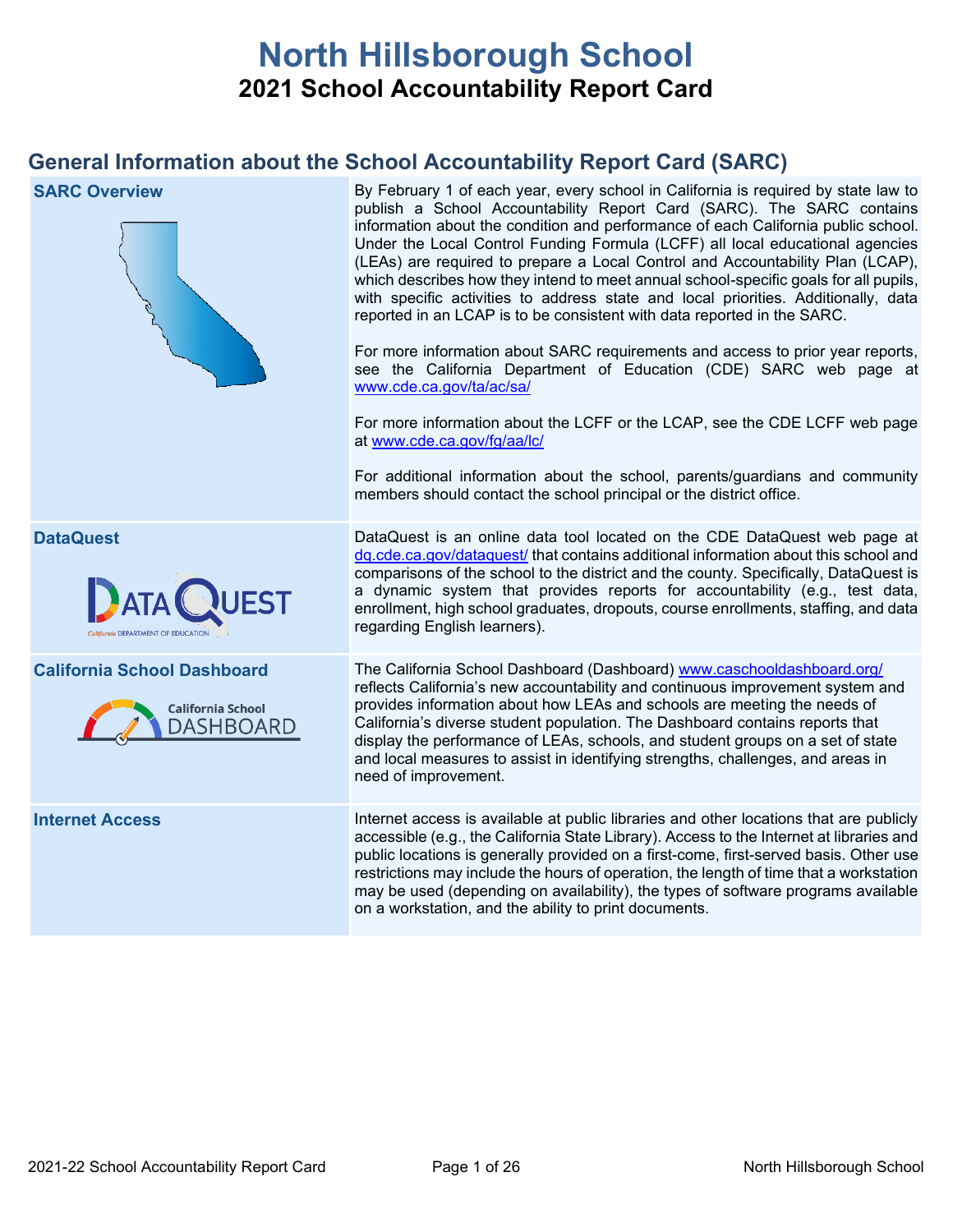# North Hillsborough School

## 2021 School Accountability Report Card

## General Information about the School Accountability Report Card (SARC)

| | |
|---|---|
| **SARC Overview** | By February 1 of each year, every school in California is required by state law to publish a School Accountability Report Card (SARC). The SARC contains information about the condition and performance of each California public school. Under the Local Control Funding Formula (LCFF) all local educational agencies (LEAs) are required to prepare a Local Control and Accountability Plan (LCAP), which describes how they intend to meet annual school-specific goals for all pupils, with specific activities to address state and local priorities. Additionally, data reported in an LCAP is to be consistent with data reported in the SARC. <br><br> For more information about SARC requirements and access to prior year reports, see the California Department of Education (CDE) SARC web page at www.cde.ca.gov/ta/ac/sa/ <br><br> For more information about the LCFF or the LCAP, see the CDE LCFF web page at www.cde.ca.gov/fg/aa/lc/ <br><br> For additional information about the school, parents/guardians and community members should contact the school principal or the district office. |
| **DataQuest** | DataQuest is an online data tool located on the CDE DataQuest web page at dq.cde.ca.gov/dataquest/ that contains additional information about this school and comparisons of the school to the district and the county. Specifically, DataQuest is a dynamic system that provides reports for accountability (e.g., test data, enrollment, high school graduates, dropouts, course enrollments, staffing, and data regarding English learners). |
| **California School Dashboard** | The California School Dashboard (Dashboard) www.caschooldashboard.org/ reflects California's new accountability and continuous improvement system and provides information about how LEAs and schools are meeting the needs of California's diverse student population. The Dashboard contains reports that display the performance of LEAs, schools, and student groups on a set of state and local measures to assist in identifying strengths, challenges, and areas in need of improvement. |
| **Internet Access** | Internet access is available at public libraries and other locations that are publicly accessible (e.g., the California State Library). Access to the Internet at libraries and public locations is generally provided on a first-come, first-served basis. Other use restrictions may include the hours of operation, the length of time that a workstation may be used (depending on availability), the types of software programs available on a workstation, and the ability to print documents. |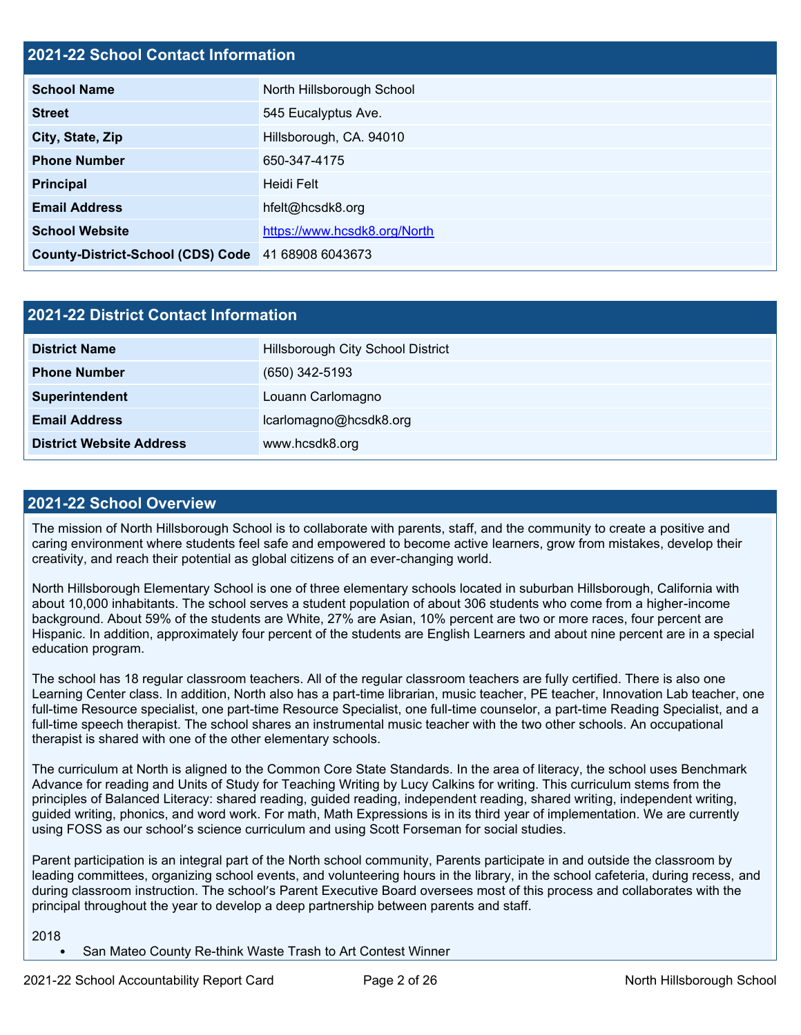## 2021-22 School Contact Information

| School Name | North Hillsborough School |
|---|---|
| Street | 545 Eucalyptus Ave. |
| City, State, Zip | Hillsborough, CA. 94010 |
| Phone Number | 650-347-4175 |
| Principal | Heidi Felt |
| Email Address | hfelt@hcsdk8.org |
| School Website | https://www.hcsdk8.org/North |
| County-District-School (CDS) Code | 41 68908 6043673 |

## 2021-22 District Contact Information

| District Name | Hillsborough City School District |
|---|---|
| Phone Number | (650) 342-5193 |
| Superintendent | Louann Carlomagno |
| Email Address | lcarlomagno@hcsdk8.org |
| District Website Address | www.hcsdk8.org |

## 2021-22 School Overview

The mission of North Hillsborough School is to collaborate with parents, staff, and the community to create a positive and caring environment where students feel safe and empowered to become active learners, grow from mistakes, develop their creativity, and reach their potential as global citizens of an ever-changing world.

North Hillsborough Elementary School is one of three elementary schools located in suburban Hillsborough, California with about 10,000 inhabitants. The school serves a student population of about 306 students who come from a higher-income background. About 59% of the students are White, 27% are Asian, 10% percent are two or more races, four percent are Hispanic. In addition, approximately four percent of the students are English Learners and about nine percent are in a special education program.

The school has 18 regular classroom teachers. All of the regular classroom teachers are fully certified. There is also one Learning Center class. In addition, North also has a part-time librarian, music teacher, PE teacher, Innovation Lab teacher, one full-time Resource specialist, one part-time Resource Specialist, one full-time counselor, a part-time Reading Specialist, and a full-time speech therapist. The school shares an instrumental music teacher with the two other schools. An occupational therapist is shared with one of the other elementary schools.

The curriculum at North is aligned to the Common Core State Standards. In the area of literacy, the school uses Benchmark Advance for reading and Units of Study for Teaching Writing by Lucy Calkins for writing. This curriculum stems from the principles of Balanced Literacy: shared reading, guided reading, independent reading, shared writing, independent writing, guided writing, phonics, and word work. For math, Math Expressions is in its third year of implementation. We are currently using FOSS as our school's science curriculum and using Scott Forseman for social studies.

Parent participation is an integral part of the North school community, Parents participate in and outside the classroom by leading committees, organizing school events, and volunteering hours in the library, in the school cafeteria, during recess, and during classroom instruction. The school's Parent Executive Board oversees most of this process and collaborates with the principal throughout the year to develop a deep partnership between parents and staff.

2018

- San Mateo County Re-think Waste Trash to Art Contest Winner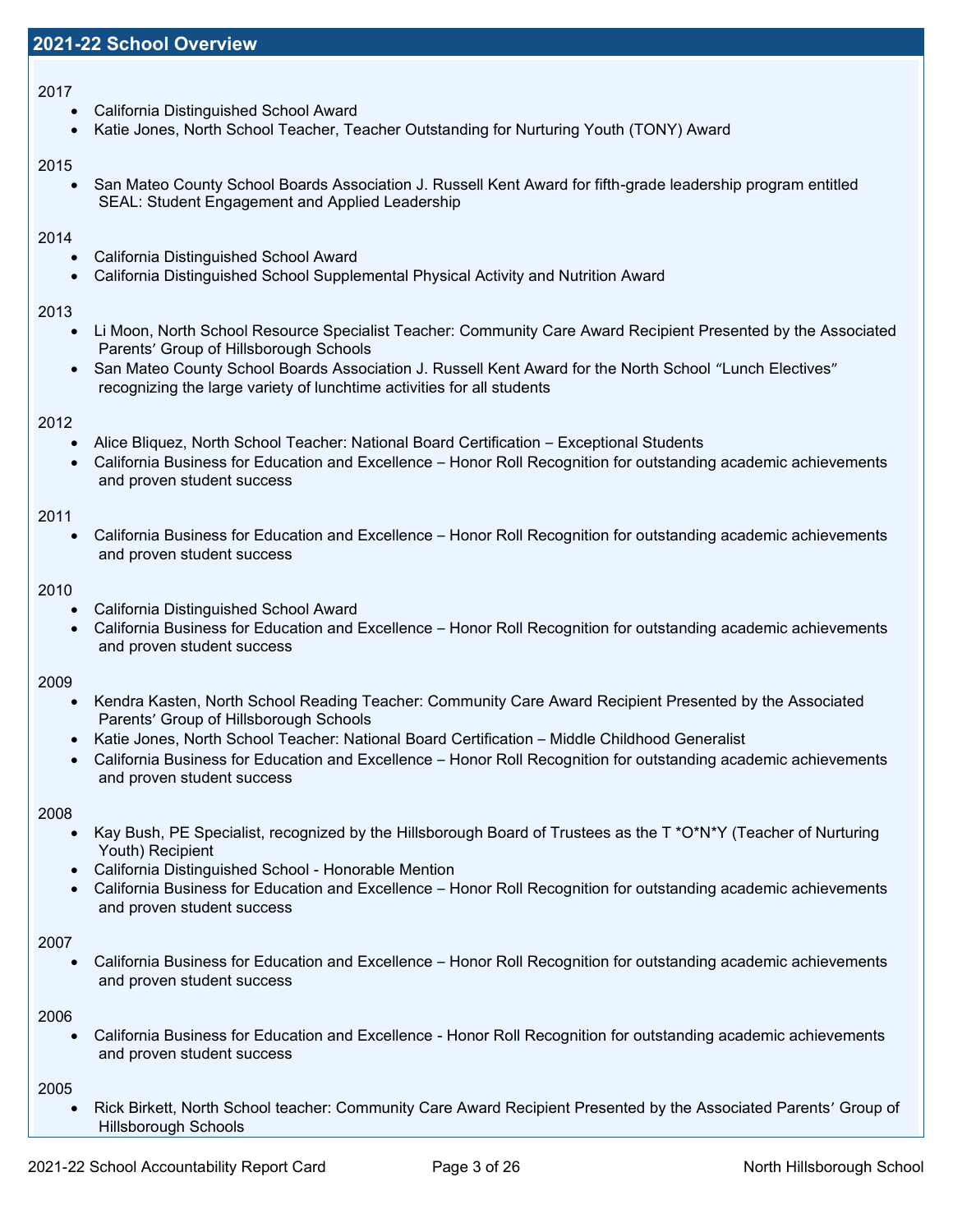## 2021-22 School Overview

2017

- California Distinguished School Award
- Katie Jones, North School Teacher, Teacher Outstanding for Nurturing Youth (TONY) Award

2015

- San Mateo County School Boards Association J. Russell Kent Award for fifth-grade leadership program entitled SEAL: Student Engagement and Applied Leadership

2014

- California Distinguished School Award
- California Distinguished School Supplemental Physical Activity and Nutrition Award

2013

- Li Moon, North School Resource Specialist Teacher: Community Care Award Recipient Presented by the Associated Parents' Group of Hillsborough Schools
- San Mateo County School Boards Association J. Russell Kent Award for the North School "Lunch Electives" recognizing the large variety of lunchtime activities for all students

2012

- Alice Bliquez, North School Teacher: National Board Certification – Exceptional Students
- California Business for Education and Excellence – Honor Roll Recognition for outstanding academic achievements and proven student success

2011

- California Business for Education and Excellence – Honor Roll Recognition for outstanding academic achievements and proven student success

2010

- California Distinguished School Award
- California Business for Education and Excellence – Honor Roll Recognition for outstanding academic achievements and proven student success

2009

- Kendra Kasten, North School Reading Teacher: Community Care Award Recipient Presented by the Associated Parents' Group of Hillsborough Schools
- Katie Jones, North School Teacher: National Board Certification – Middle Childhood Generalist
- California Business for Education and Excellence – Honor Roll Recognition for outstanding academic achievements and proven student success

2008

- Kay Bush, PE Specialist, recognized by the Hillsborough Board of Trustees as the T *O*N*Y (Teacher of Nurturing Youth) Recipient
- California Distinguished School - Honorable Mention
- California Business for Education and Excellence – Honor Roll Recognition for outstanding academic achievements and proven student success

2007

- California Business for Education and Excellence – Honor Roll Recognition for outstanding academic achievements and proven student success

2006

- California Business for Education and Excellence - Honor Roll Recognition for outstanding academic achievements and proven student success

2005

- Rick Birkett, North School teacher: Community Care Award Recipient Presented by the Associated Parents' Group of Hillsborough Schools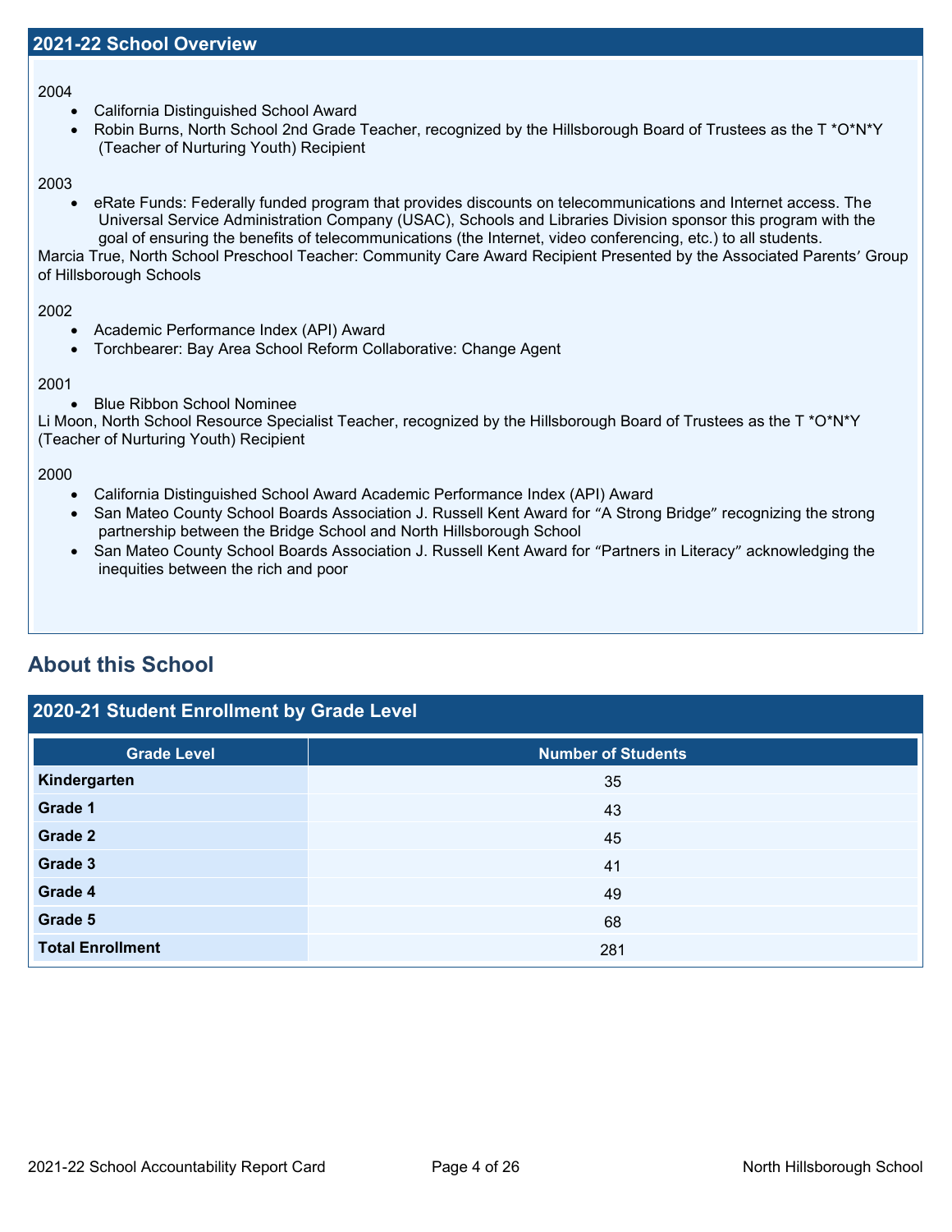## 2021-22 School Overview

2004

- California Distinguished School Award
- Robin Burns, North School 2nd Grade Teacher, recognized by the Hillsborough Board of Trustees as the T *O*N*Y (Teacher of Nurturing Youth) Recipient

2003

- eRate Funds: Federally funded program that provides discounts on telecommunications and Internet access. The Universal Service Administration Company (USAC), Schools and Libraries Division sponsor this program with the goal of ensuring the benefits of telecommunications (the Internet, video conferencing, etc.) to all students.

Marcia True, North School Preschool Teacher: Community Care Award Recipient Presented by the Associated Parents' Group of Hillsborough Schools

2002

- Academic Performance Index (API) Award
- Torchbearer: Bay Area School Reform Collaborative: Change Agent

2001

- Blue Ribbon School Nominee

Li Moon, North School Resource Specialist Teacher, recognized by the Hillsborough Board of Trustees as the T *O*N*Y (Teacher of Nurturing Youth) Recipient

2000

- California Distinguished School Award Academic Performance Index (API) Award
- San Mateo County School Boards Association J. Russell Kent Award for "A Strong Bridge" recognizing the strong partnership between the Bridge School and North Hillsborough School
- San Mateo County School Boards Association J. Russell Kent Award for "Partners in Literacy" acknowledging the inequities between the rich and poor

## About this School

### 2020-21 Student Enrollment by Grade Level

| Grade Level | Number of Students |
|---|---|
| **Kindergarten** | 35 |
| **Grade 1** | 43 |
| **Grade 2** | 45 |
| **Grade 3** | 41 |
| **Grade 4** | 49 |
| **Grade 5** | 68 |
| **Total Enrollment** | 281 |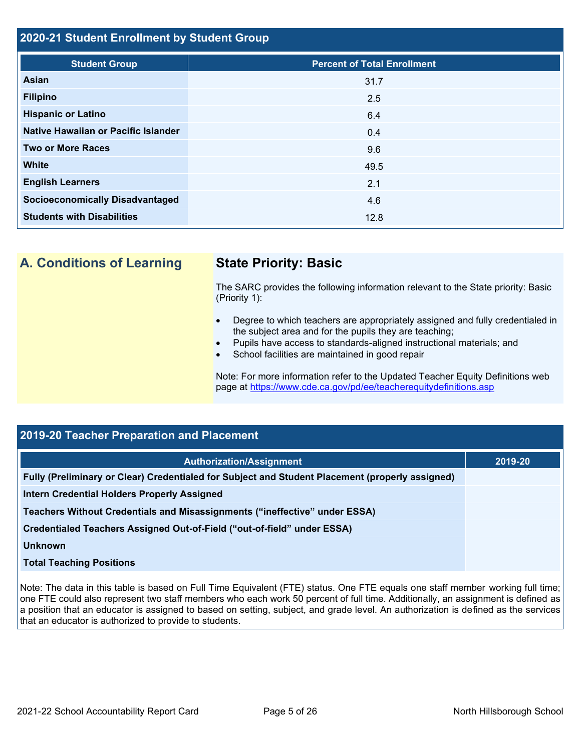## 2020-21 Student Enrollment by Student Group

| Student Group | Percent of Total Enrollment |
|---|---|
| Asian | 31.7 |
| Filipino | 2.5 |
| Hispanic or Latino | 6.4 |
| Native Hawaiian or Pacific Islander | 0.4 |
| Two or More Races | 9.6 |
| White | 49.5 |
| English Learners | 2.1 |
| Socioeconomically Disadvantaged | 4.6 |
| Students with Disabilities | 12.8 |

## A. Conditions of Learning

### State Priority: Basic

The SARC provides the following information relevant to the State priority: Basic (Priority 1):

- Degree to which teachers are appropriately assigned and fully credentialed in the subject area and for the pupils they are teaching;
- Pupils have access to standards-aligned instructional materials; and
- School facilities are maintained in good repair

Note: For more information refer to the Updated Teacher Equity Definitions web page at https://www.cde.ca.gov/pd/ee/teacherequitydefinitions.asp

## 2019-20 Teacher Preparation and Placement

| Authorization/Assignment | 2019-20 |
|---|---|
| Fully (Preliminary or Clear) Credentialed for Subject and Student Placement (properly assigned) | |
| Intern Credential Holders Properly Assigned | |
| Teachers Without Credentials and Misassignments ("ineffective" under ESSA) | |
| Credentialed Teachers Assigned Out-of-Field ("out-of-field" under ESSA) | |
| Unknown | |
| Total Teaching Positions | |

Note: The data in this table is based on Full Time Equivalent (FTE) status. One FTE equals one staff member working full time; one FTE could also represent two staff members who each work 50 percent of full time. Additionally, an assignment is defined as a position that an educator is assigned to based on setting, subject, and grade level. An authorization is defined as the services that an educator is authorized to provide to students.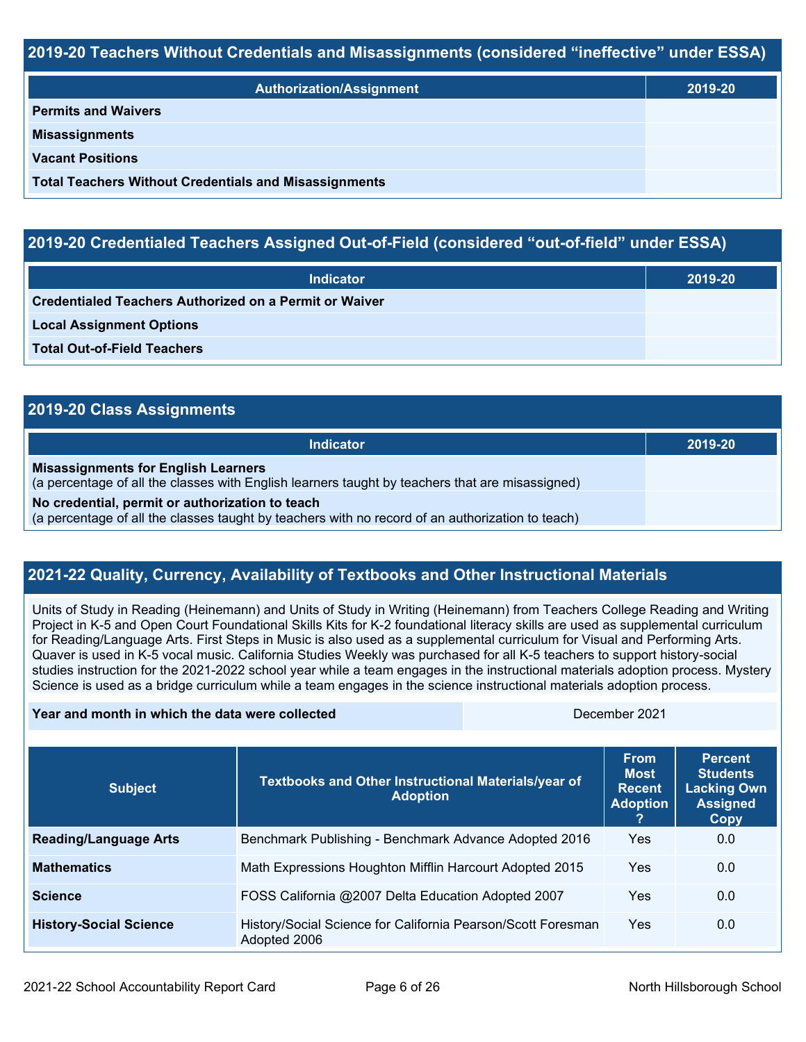## 2019-20 Teachers Without Credentials and Misassignments (considered “ineffective” under ESSA)

| Authorization/Assignment | 2019-20 |
|---|---|
| **Permits and Waivers** | |
| **Misassignments** | |
| **Vacant Positions** | |
| **Total Teachers Without Credentials and Misassignments** | |

## 2019-20 Credentialed Teachers Assigned Out-of-Field (considered “out-of-field” under ESSA)

| Indicator | 2019-20 |
|---|---|
| **Credentialed Teachers Authorized on a Permit or Waiver** | |
| **Local Assignment Options** | |
| **Total Out-of-Field Teachers** | |

## 2019-20 Class Assignments

| Indicator | 2019-20 |
|---|---|
| **Misassignments for English Learners** (a percentage of all the classes with English learners taught by teachers that are misassigned) | |
| **No credential, permit or authorization to teach** (a percentage of all the classes taught by teachers with no record of an authorization to teach) | |

## 2021-22 Quality, Currency, Availability of Textbooks and Other Instructional Materials

Units of Study in Reading (Heinemann) and Units of Study in Writing (Heinemann) from Teachers College Reading and Writing Project in K-5 and Open Court Foundational Skills Kits for K-2 foundational literacy skills are used as supplemental curriculum for Reading/Language Arts. First Steps in Music is also used as a supplemental curriculum for Visual and Performing Arts. Quaver is used in K-5 vocal music. California Studies Weekly was purchased for all K-5 teachers to support history-social studies instruction for the 2021-2022 school year while a team engages in the instructional materials adoption process. Mystery Science is used as a bridge curriculum while a team engages in the science instructional materials adoption process.

| **Year and month in which the data were collected** | December 2021 |
|---|---|

| Subject | Textbooks and Other Instructional Materials/year of Adoption | From Most Recent Adoption ? | Percent Students Lacking Own Assigned Copy |
|---|---|---|---|
| **Reading/Language Arts** | Benchmark Publishing - Benchmark Advance Adopted 2016 | Yes | 0.0 |
| **Mathematics** | Math Expressions Houghton Mifflin Harcourt Adopted 2015 | Yes | 0.0 |
| **Science** | FOSS California @2007 Delta Education Adopted 2007 | Yes | 0.0 |
| **History-Social Science** | History/Social Science for California Pearson/Scott Foresman Adopted 2006 | Yes | 0.0 |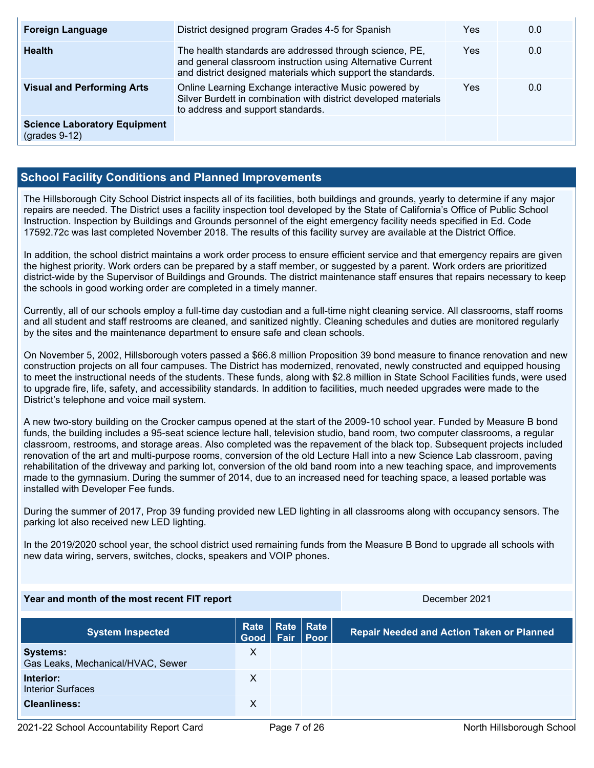| | | | |
|---|---|---|---|
| **Foreign Language** | District designed program Grades 4-5 for Spanish | Yes | 0.0 |
| **Health** | The health standards are addressed through science, PE, and general classroom instruction using Alternative Current and district designed materials which support the standards. | Yes | 0.0 |
| **Visual and Performing Arts** | Online Learning Exchange interactive Music powered by Silver Burdett in combination with district developed materials to address and support standards. | Yes | 0.0 |
| **Science Laboratory Equipment** (grades 9-12) | | | |

## School Facility Conditions and Planned Improvements

The Hillsborough City School District inspects all of its facilities, both buildings and grounds, yearly to determine if any major repairs are needed. The District uses a facility inspection tool developed by the State of California's Office of Public School Instruction. Inspection by Buildings and Grounds personnel of the eight emergency facility needs specified in Ed. Code 17592.72c was last completed November 2018. The results of this facility survey are available at the District Office.

In addition, the school district maintains a work order process to ensure efficient service and that emergency repairs are given the highest priority. Work orders can be prepared by a staff member, or suggested by a parent. Work orders are prioritized district-wide by the Supervisor of Buildings and Grounds. The district maintenance staff ensures that repairs necessary to keep the schools in good working order are completed in a timely manner.

Currently, all of our schools employ a full-time day custodian and a full-time night cleaning service. All classrooms, staff rooms and all student and staff restrooms are cleaned, and sanitized nightly. Cleaning schedules and duties are monitored regularly by the sites and the maintenance department to ensure safe and clean schools.

On November 5, 2002, Hillsborough voters passed a $66.8 million Proposition 39 bond measure to finance renovation and new construction projects on all four campuses. The District has modernized, renovated, newly constructed and equipped housing to meet the instructional needs of the students. These funds, along with $2.8 million in State School Facilities funds, were used to upgrade fire, life, safety, and accessibility standards. In addition to facilities, much needed upgrades were made to the District's telephone and voice mail system.

A new two-story building on the Crocker campus opened at the start of the 2009-10 school year. Funded by Measure B bond funds, the building includes a 95-seat science lecture hall, television studio, band room, two computer classrooms, a regular classroom, restrooms, and storage areas. Also completed was the repavement of the black top. Subsequent projects included renovation of the art and multi-purpose rooms, conversion of the old Lecture Hall into a new Science Lab classroom, paving rehabilitation of the driveway and parking lot, conversion of the old band room into a new teaching space, and improvements made to the gymnasium. During the summer of 2014, due to an increased need for teaching space, a leased portable was installed with Developer Fee funds.

During the summer of 2017, Prop 39 funding provided new LED lighting in all classrooms along with occupancy sensors. The parking lot also received new LED lighting.

In the 2019/2020 school year, the school district used remaining funds from the Measure B Bond to upgrade all schools with new data wiring, servers, switches, clocks, speakers and VOIP phones.

| **Year and month of the most recent FIT report** | December 2021 |
|---|---|

| System Inspected | Rate Good | Rate Fair | Rate Poor | Repair Needed and Action Taken or Planned |
|---|---|---|---|---|
| **Systems:** Gas Leaks, Mechanical/HVAC, Sewer | X | | | |
| **Interior:** Interior Surfaces | X | | | |
| **Cleanliness:** | X | | | |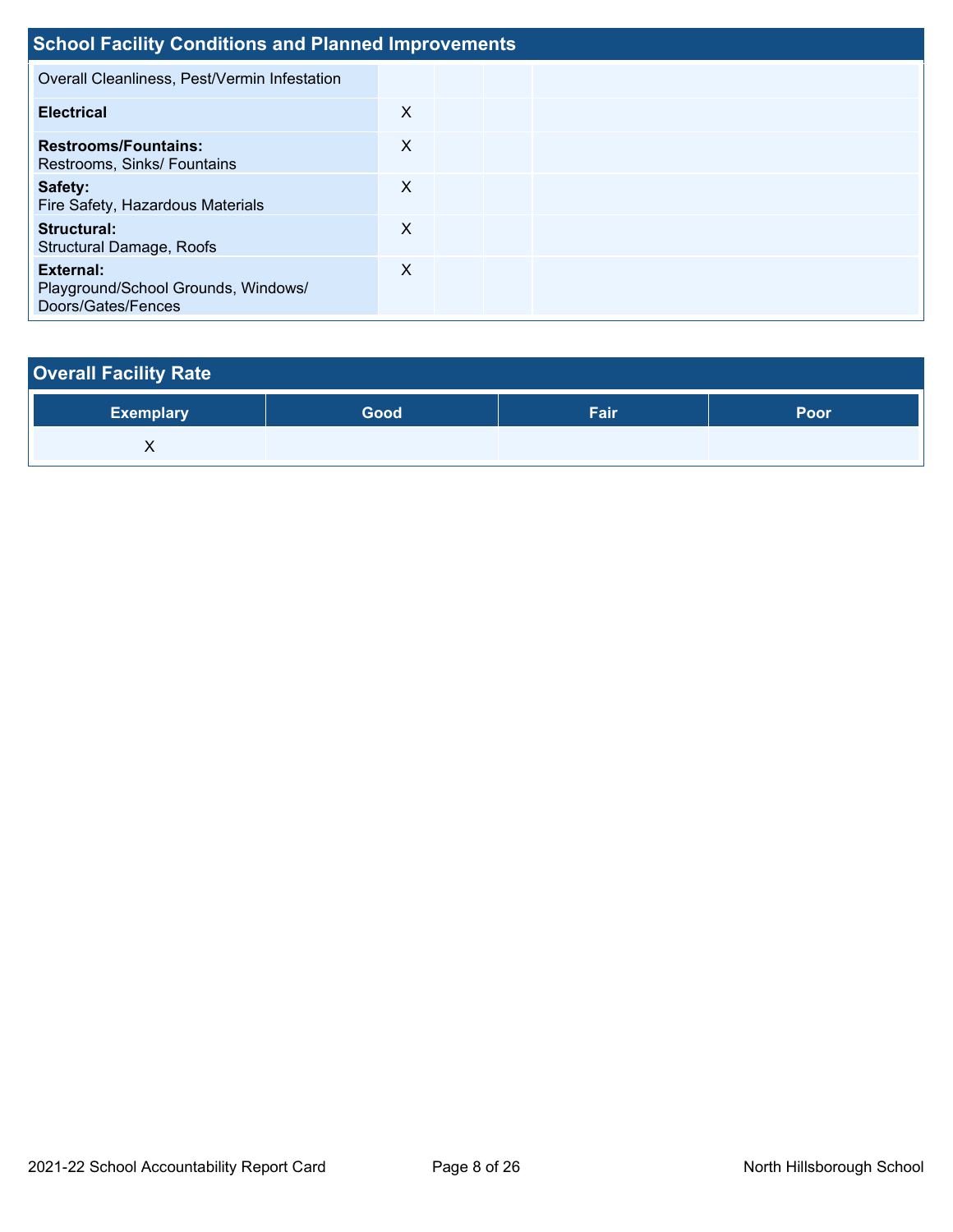## School Facility Conditions and Planned Improvements

| | | | | |
|---|---|---|---|---|
| Overall Cleanliness, Pest/Vermin Infestation | | | | |
| **Electrical** | X | | | |
| **Restrooms/Fountains:** Restrooms, Sinks/ Fountains | X | | | |
| **Safety:** Fire Safety, Hazardous Materials | X | | | |
| **Structural:** Structural Damage, Roofs | X | | | |
| **External:** Playground/School Grounds, Windows/ Doors/Gates/Fences | X | | | |

## Overall Facility Rate

| Exemplary | Good | Fair | Poor |
|---|---|---|---|
| X | | | |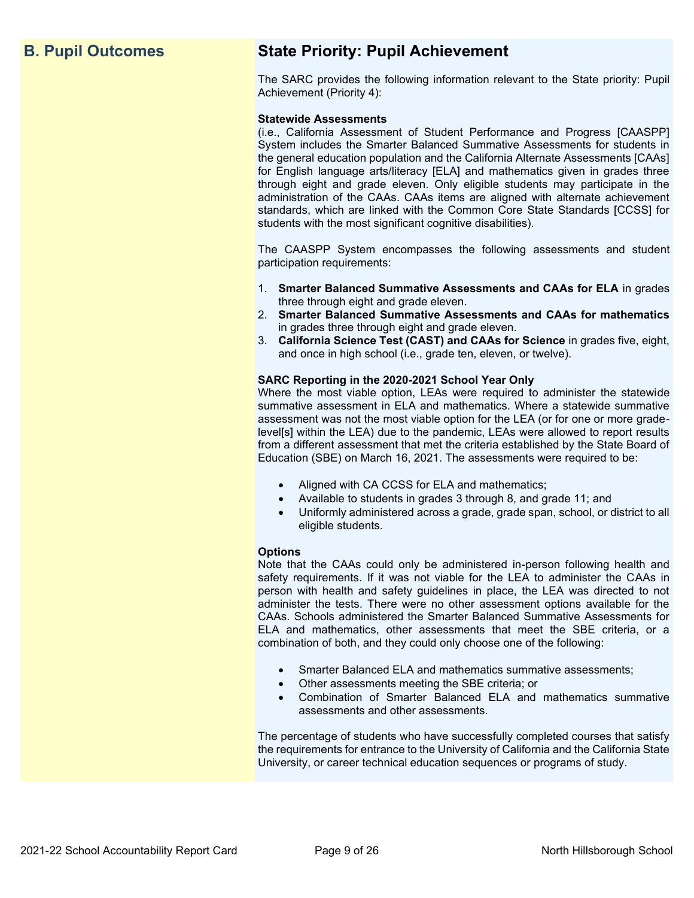## B. Pupil Outcomes

## State Priority: Pupil Achievement

The SARC provides the following information relevant to the State priority: Pupil Achievement (Priority 4):

**Statewide Assessments**
(i.e., California Assessment of Student Performance and Progress [CAASPP] System includes the Smarter Balanced Summative Assessments for students in the general education population and the California Alternate Assessments [CAAs] for English language arts/literacy [ELA] and mathematics given in grades three through eight and grade eleven. Only eligible students may participate in the administration of the CAAs. CAAs items are aligned with alternate achievement standards, which are linked with the Common Core State Standards [CCSS] for students with the most significant cognitive disabilities).

The CAASPP System encompasses the following assessments and student participation requirements:

1. **Smarter Balanced Summative Assessments and CAAs for ELA** in grades three through eight and grade eleven.
2. **Smarter Balanced Summative Assessments and CAAs for mathematics** in grades three through eight and grade eleven.
3. **California Science Test (CAST) and CAAs for Science** in grades five, eight, and once in high school (i.e., grade ten, eleven, or twelve).

**SARC Reporting in the 2020-2021 School Year Only**
Where the most viable option, LEAs were required to administer the statewide summative assessment in ELA and mathematics. Where a statewide summative assessment was not the most viable option for the LEA (or for one or more grade-level[s] within the LEA) due to the pandemic, LEAs were allowed to report results from a different assessment that met the criteria established by the State Board of Education (SBE) on March 16, 2021. The assessments were required to be:

- Aligned with CA CCSS for ELA and mathematics;
- Available to students in grades 3 through 8, and grade 11; and
- Uniformly administered across a grade, grade span, school, or district to all eligible students.

**Options**
Note that the CAAs could only be administered in-person following health and safety requirements. If it was not viable for the LEA to administer the CAAs in person with health and safety guidelines in place, the LEA was directed to not administer the tests. There were no other assessment options available for the CAAs. Schools administered the Smarter Balanced Summative Assessments for ELA and mathematics, other assessments that meet the SBE criteria, or a combination of both, and they could only choose one of the following:

- Smarter Balanced ELA and mathematics summative assessments;
- Other assessments meeting the SBE criteria; or
- Combination of Smarter Balanced ELA and mathematics summative assessments and other assessments.

The percentage of students who have successfully completed courses that satisfy the requirements for entrance to the University of California and the California State University, or career technical education sequences or programs of study.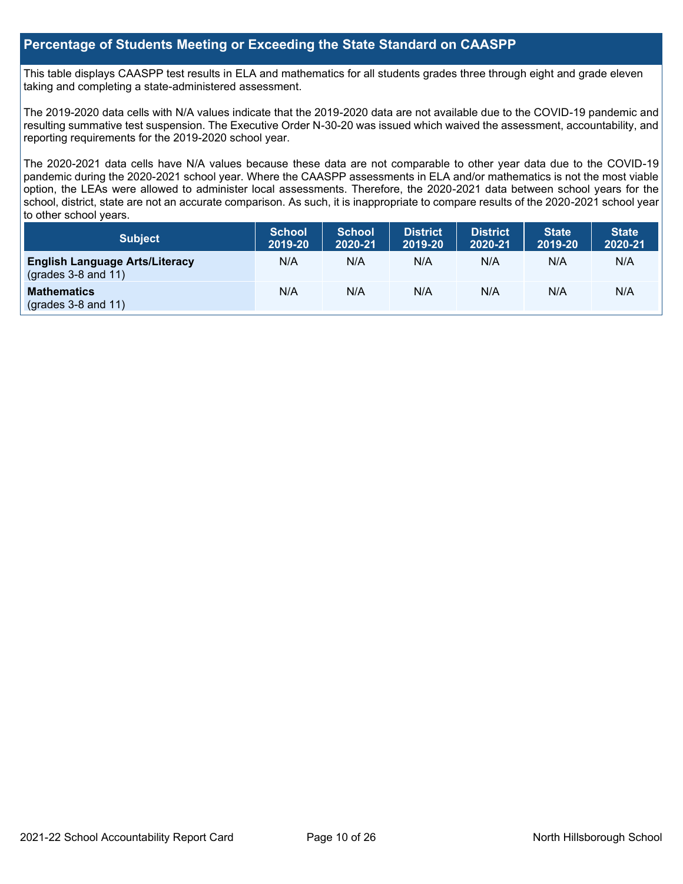## Percentage of Students Meeting or Exceeding the State Standard on CAASPP

This table displays CAASPP test results in ELA and mathematics for all students grades three through eight and grade eleven taking and completing a state-administered assessment.

The 2019-2020 data cells with N/A values indicate that the 2019-2020 data are not available due to the COVID-19 pandemic and resulting summative test suspension. The Executive Order N-30-20 was issued which waived the assessment, accountability, and reporting requirements for the 2019-2020 school year.

The 2020-2021 data cells have N/A values because these data are not comparable to other year data due to the COVID-19 pandemic during the 2020-2021 school year. Where the CAASPP assessments in ELA and/or mathematics is not the most viable option, the LEAs were allowed to administer local assessments. Therefore, the 2020-2021 data between school years for the school, district, state are not an accurate comparison. As such, it is inappropriate to compare results of the 2020-2021 school year to other school years.

| Subject | School 2019-20 | School 2020-21 | District 2019-20 | District 2020-21 | State 2019-20 | State 2020-21 |
|---|---|---|---|---|---|---|
| **English Language Arts/Literacy** (grades 3-8 and 11) | N/A | N/A | N/A | N/A | N/A | N/A |
| **Mathematics** (grades 3-8 and 11) | N/A | N/A | N/A | N/A | N/A | N/A |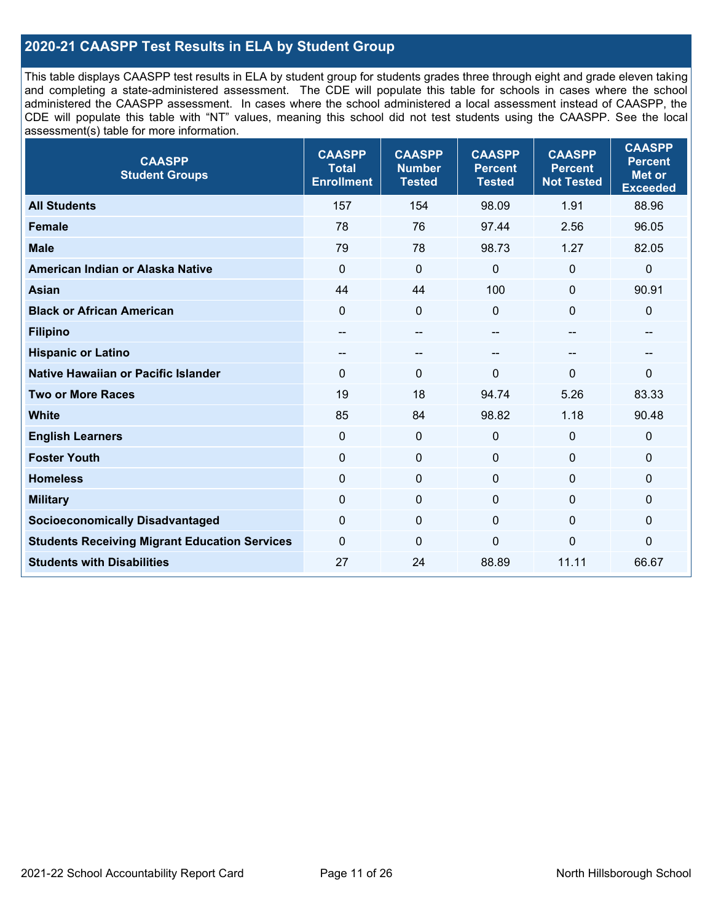## 2020-21 CAASPP Test Results in ELA by Student Group

This table displays CAASPP test results in ELA by student group for students grades three through eight and grade eleven taking and completing a state-administered assessment. The CDE will populate this table for schools in cases where the school administered the CAASPP assessment. In cases where the school administered a local assessment instead of CAASPP, the CDE will populate this table with "NT" values, meaning this school did not test students using the CAASPP. See the local assessment(s) table for more information.

| CAASPP Student Groups | CAASPP Total Enrollment | CAASPP Number Tested | CAASPP Percent Tested | CAASPP Percent Not Tested | CAASPP Percent Met or Exceeded |
|---|---|---|---|---|---|
| **All Students** | 157 | 154 | 98.09 | 1.91 | 88.96 |
| **Female** | 78 | 76 | 97.44 | 2.56 | 96.05 |
| **Male** | 79 | 78 | 98.73 | 1.27 | 82.05 |
| **American Indian or Alaska Native** | 0 | 0 | 0 | 0 | 0 |
| **Asian** | 44 | 44 | 100 | 0 | 90.91 |
| **Black or African American** | 0 | 0 | 0 | 0 | 0 |
| **Filipino** | -- | -- | -- | -- | -- |
| **Hispanic or Latino** | -- | -- | -- | -- | -- |
| **Native Hawaiian or Pacific Islander** | 0 | 0 | 0 | 0 | 0 |
| **Two or More Races** | 19 | 18 | 94.74 | 5.26 | 83.33 |
| **White** | 85 | 84 | 98.82 | 1.18 | 90.48 |
| **English Learners** | 0 | 0 | 0 | 0 | 0 |
| **Foster Youth** | 0 | 0 | 0 | 0 | 0 |
| **Homeless** | 0 | 0 | 0 | 0 | 0 |
| **Military** | 0 | 0 | 0 | 0 | 0 |
| **Socioeconomically Disadvantaged** | 0 | 0 | 0 | 0 | 0 |
| **Students Receiving Migrant Education Services** | 0 | 0 | 0 | 0 | 0 |
| **Students with Disabilities** | 27 | 24 | 88.89 | 11.11 | 66.67 |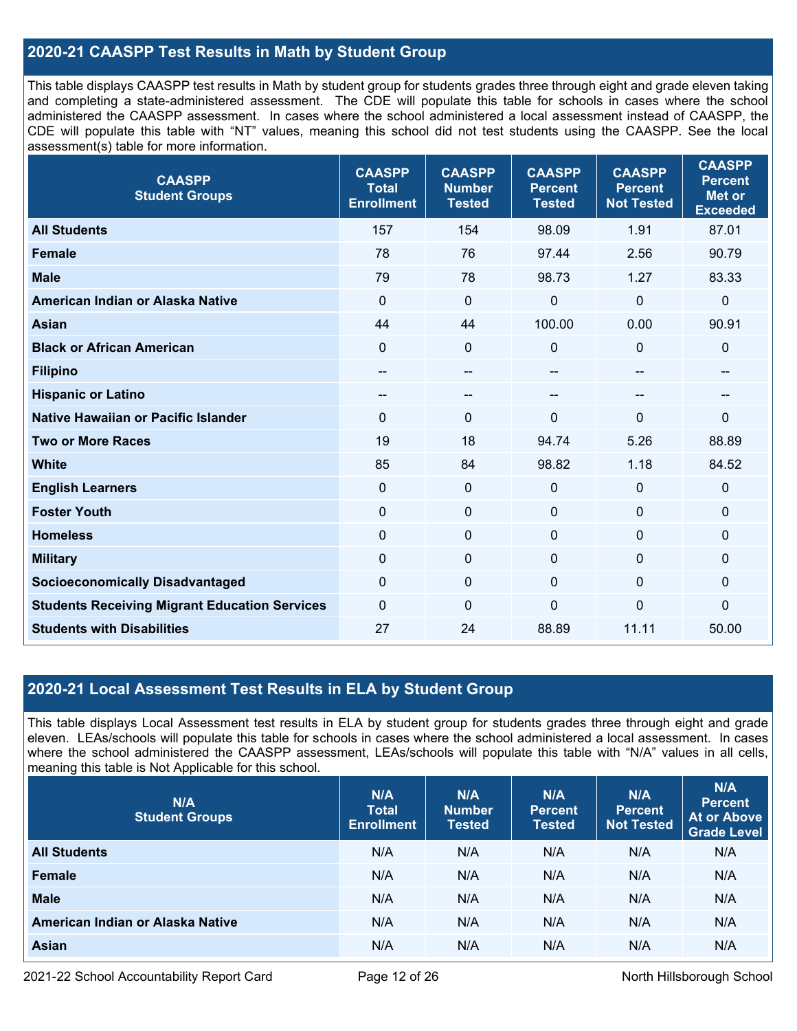## 2020-21 CAASPP Test Results in Math by Student Group

This table displays CAASPP test results in Math by student group for students grades three through eight and grade eleven taking and completing a state-administered assessment. The CDE will populate this table for schools in cases where the school administered the CAASPP assessment. In cases where the school administered a local assessment instead of CAASPP, the CDE will populate this table with "NT" values, meaning this school did not test students using the CAASPP. See the local assessment(s) table for more information.

| CAASPP Student Groups | CAASPP Total Enrollment | CAASPP Number Tested | CAASPP Percent Tested | CAASPP Percent Not Tested | CAASPP Percent Met or Exceeded |
|---|---|---|---|---|---|
| **All Students** | 157 | 154 | 98.09 | 1.91 | 87.01 |
| **Female** | 78 | 76 | 97.44 | 2.56 | 90.79 |
| **Male** | 79 | 78 | 98.73 | 1.27 | 83.33 |
| **American Indian or Alaska Native** | 0 | 0 | 0 | 0 | 0 |
| **Asian** | 44 | 44 | 100.00 | 0.00 | 90.91 |
| **Black or African American** | 0 | 0 | 0 | 0 | 0 |
| **Filipino** | -- | -- | -- | -- | -- |
| **Hispanic or Latino** | -- | -- | -- | -- | -- |
| **Native Hawaiian or Pacific Islander** | 0 | 0 | 0 | 0 | 0 |
| **Two or More Races** | 19 | 18 | 94.74 | 5.26 | 88.89 |
| **White** | 85 | 84 | 98.82 | 1.18 | 84.52 |
| **English Learners** | 0 | 0 | 0 | 0 | 0 |
| **Foster Youth** | 0 | 0 | 0 | 0 | 0 |
| **Homeless** | 0 | 0 | 0 | 0 | 0 |
| **Military** | 0 | 0 | 0 | 0 | 0 |
| **Socioeconomically Disadvantaged** | 0 | 0 | 0 | 0 | 0 |
| **Students Receiving Migrant Education Services** | 0 | 0 | 0 | 0 | 0 |
| **Students with Disabilities** | 27 | 24 | 88.89 | 11.11 | 50.00 |

## 2020-21 Local Assessment Test Results in ELA by Student Group

This table displays Local Assessment test results in ELA by student group for students grades three through eight and grade eleven. LEAs/schools will populate this table for schools in cases where the school administered a local assessment. In cases where the school administered the CAASPP assessment, LEAs/schools will populate this table with "N/A" values in all cells, meaning this table is Not Applicable for this school.

| N/A Student Groups | N/A Total Enrollment | N/A Number Tested | N/A Percent Tested | N/A Percent Not Tested | N/A Percent At or Above Grade Level |
|---|---|---|---|---|---|
| **All Students** | N/A | N/A | N/A | N/A | N/A |
| **Female** | N/A | N/A | N/A | N/A | N/A |
| **Male** | N/A | N/A | N/A | N/A | N/A |
| **American Indian or Alaska Native** | N/A | N/A | N/A | N/A | N/A |
| **Asian** | N/A | N/A | N/A | N/A | N/A |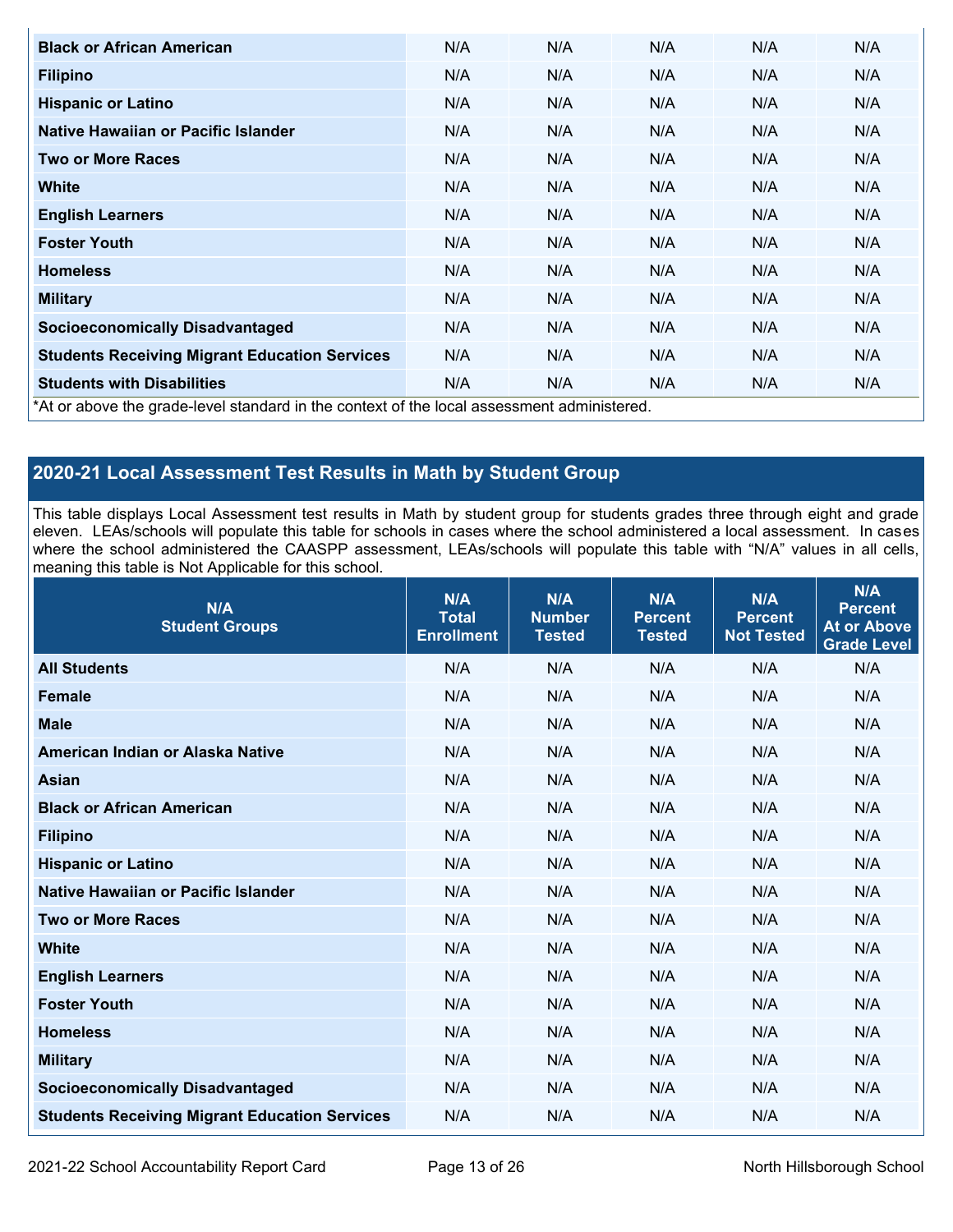| | | | | | |
|---|---|---|---|---|---|
| **Black or African American** | N/A | N/A | N/A | N/A | N/A |
| **Filipino** | N/A | N/A | N/A | N/A | N/A |
| **Hispanic or Latino** | N/A | N/A | N/A | N/A | N/A |
| **Native Hawaiian or Pacific Islander** | N/A | N/A | N/A | N/A | N/A |
| **Two or More Races** | N/A | N/A | N/A | N/A | N/A |
| **White** | N/A | N/A | N/A | N/A | N/A |
| **English Learners** | N/A | N/A | N/A | N/A | N/A |
| **Foster Youth** | N/A | N/A | N/A | N/A | N/A |
| **Homeless** | N/A | N/A | N/A | N/A | N/A |
| **Military** | N/A | N/A | N/A | N/A | N/A |
| **Socioeconomically Disadvantaged** | N/A | N/A | N/A | N/A | N/A |
| **Students Receiving Migrant Education Services** | N/A | N/A | N/A | N/A | N/A |
| **Students with Disabilities** | N/A | N/A | N/A | N/A | N/A |

*At or above the grade-level standard in the context of the local assessment administered.

## 2020-21 Local Assessment Test Results in Math by Student Group

This table displays Local Assessment test results in Math by student group for students grades three through eight and grade eleven. LEAs/schools will populate this table for schools in cases where the school administered a local assessment. In cases where the school administered the CAASPP assessment, LEAs/schools will populate this table with "N/A" values in all cells, meaning this table is Not Applicable for this school.

| N/A Student Groups | N/A Total Enrollment | N/A Number Tested | N/A Percent Tested | N/A Percent Not Tested | N/A Percent At or Above Grade Level |
|---|---|---|---|---|---|
| **All Students** | N/A | N/A | N/A | N/A | N/A |
| **Female** | N/A | N/A | N/A | N/A | N/A |
| **Male** | N/A | N/A | N/A | N/A | N/A |
| **American Indian or Alaska Native** | N/A | N/A | N/A | N/A | N/A |
| **Asian** | N/A | N/A | N/A | N/A | N/A |
| **Black or African American** | N/A | N/A | N/A | N/A | N/A |
| **Filipino** | N/A | N/A | N/A | N/A | N/A |
| **Hispanic or Latino** | N/A | N/A | N/A | N/A | N/A |
| **Native Hawaiian or Pacific Islander** | N/A | N/A | N/A | N/A | N/A |
| **Two or More Races** | N/A | N/A | N/A | N/A | N/A |
| **White** | N/A | N/A | N/A | N/A | N/A |
| **English Learners** | N/A | N/A | N/A | N/A | N/A |
| **Foster Youth** | N/A | N/A | N/A | N/A | N/A |
| **Homeless** | N/A | N/A | N/A | N/A | N/A |
| **Military** | N/A | N/A | N/A | N/A | N/A |
| **Socioeconomically Disadvantaged** | N/A | N/A | N/A | N/A | N/A |
| **Students Receiving Migrant Education Services** | N/A | N/A | N/A | N/A | N/A |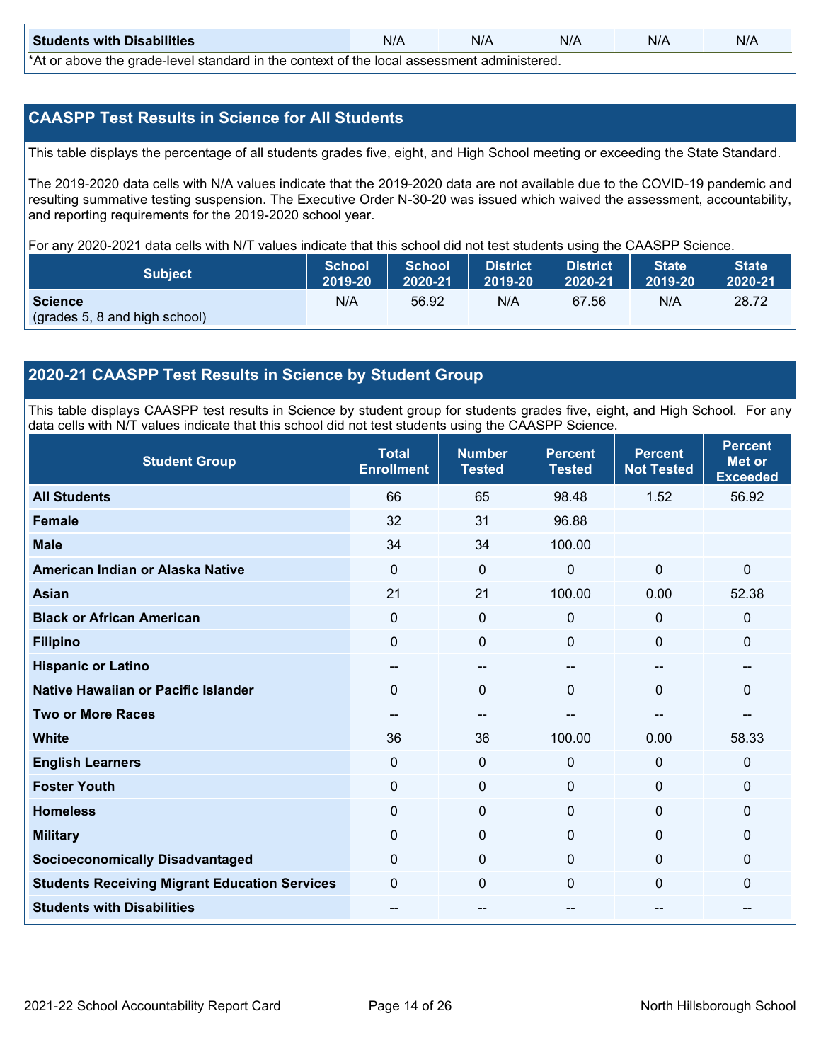| Students with Disabilities | N/A | N/A | N/A | N/A | N/A |
|---|---|---|---|---|---|

*At or above the grade-level standard in the context of the local assessment administered.

## CAASPP Test Results in Science for All Students

This table displays the percentage of all students grades five, eight, and High School meeting or exceeding the State Standard.

The 2019-2020 data cells with N/A values indicate that the 2019-2020 data are not available due to the COVID-19 pandemic and resulting summative testing suspension. The Executive Order N-30-20 was issued which waived the assessment, accountability, and reporting requirements for the 2019-2020 school year.

For any 2020-2021 data cells with N/T values indicate that this school did not test students using the CAASPP Science.

| Subject | School 2019-20 | School 2020-21 | District 2019-20 | District 2020-21 | State 2019-20 | State 2020-21 |
|---|---|---|---|---|---|---|
| **Science** (grades 5, 8 and high school) | N/A | 56.92 | N/A | 67.56 | N/A | 28.72 |

## 2020-21 CAASPP Test Results in Science by Student Group

This table displays CAASPP test results in Science by student group for students grades five, eight, and High School. For any data cells with N/T values indicate that this school did not test students using the CAASPP Science.

| Student Group | Total Enrollment | Number Tested | Percent Tested | Percent Not Tested | Percent Met or Exceeded |
|---|---|---|---|---|---|
| **All Students** | 66 | 65 | 98.48 | 1.52 | 56.92 |
| **Female** | 32 | 31 | 96.88 | | |
| **Male** | 34 | 34 | 100.00 | | |
| **American Indian or Alaska Native** | 0 | 0 | 0 | 0 | 0 |
| **Asian** | 21 | 21 | 100.00 | 0.00 | 52.38 |
| **Black or African American** | 0 | 0 | 0 | 0 | 0 |
| **Filipino** | 0 | 0 | 0 | 0 | 0 |
| **Hispanic or Latino** | -- | -- | -- | -- | -- |
| **Native Hawaiian or Pacific Islander** | 0 | 0 | 0 | 0 | 0 |
| **Two or More Races** | -- | -- | -- | -- | -- |
| **White** | 36 | 36 | 100.00 | 0.00 | 58.33 |
| **English Learners** | 0 | 0 | 0 | 0 | 0 |
| **Foster Youth** | 0 | 0 | 0 | 0 | 0 |
| **Homeless** | 0 | 0 | 0 | 0 | 0 |
| **Military** | 0 | 0 | 0 | 0 | 0 |
| **Socioeconomically Disadvantaged** | 0 | 0 | 0 | 0 | 0 |
| **Students Receiving Migrant Education Services** | 0 | 0 | 0 | 0 | 0 |
| **Students with Disabilities** | -- | -- | -- | -- | -- |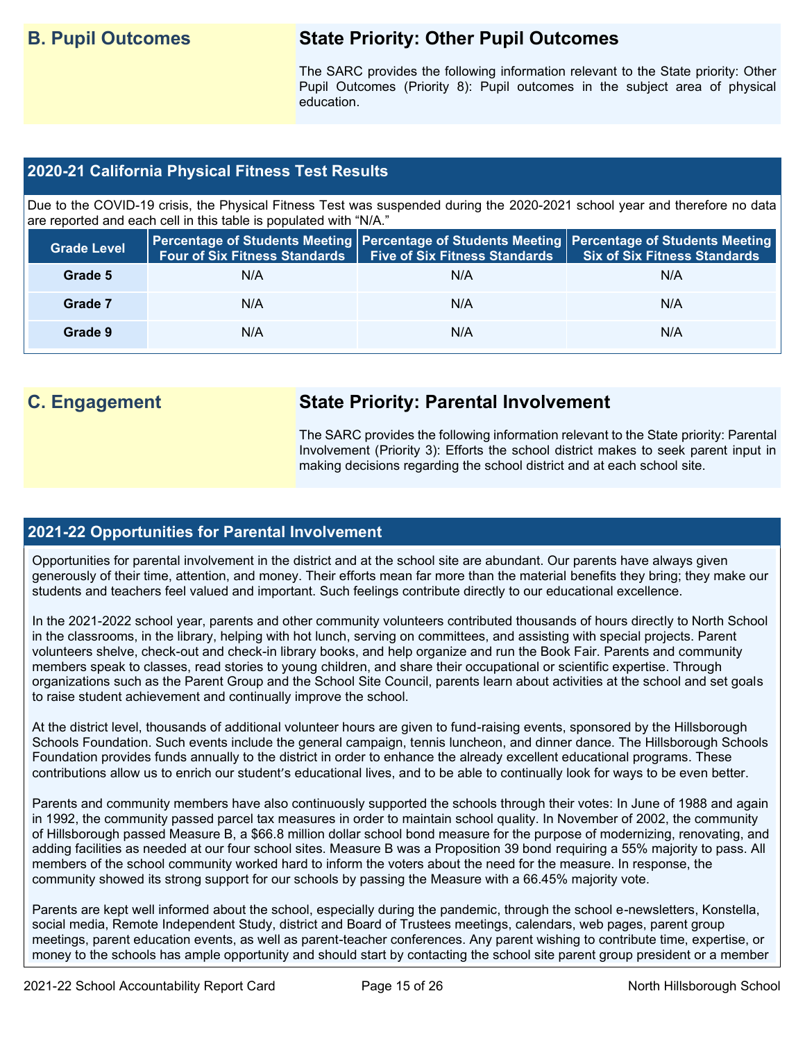## B. Pupil Outcomes

### State Priority: Other Pupil Outcomes

The SARC provides the following information relevant to the State priority: Other Pupil Outcomes (Priority 8): Pupil outcomes in the subject area of physical education.

### 2020-21 California Physical Fitness Test Results

Due to the COVID-19 crisis, the Physical Fitness Test was suspended during the 2020-2021 school year and therefore no data are reported and each cell in this table is populated with "N/A."

| Grade Level | Percentage of Students Meeting Four of Six Fitness Standards | Percentage of Students Meeting Five of Six Fitness Standards | Percentage of Students Meeting Six of Six Fitness Standards |
|---|---|---|---|
| Grade 5 | N/A | N/A | N/A |
| Grade 7 | N/A | N/A | N/A |
| Grade 9 | N/A | N/A | N/A |

## C. Engagement

### State Priority: Parental Involvement

The SARC provides the following information relevant to the State priority: Parental Involvement (Priority 3): Efforts the school district makes to seek parent input in making decisions regarding the school district and at each school site.

### 2021-22 Opportunities for Parental Involvement

Opportunities for parental involvement in the district and at the school site are abundant. Our parents have always given generously of their time, attention, and money. Their efforts mean far more than the material benefits they bring; they make our students and teachers feel valued and important. Such feelings contribute directly to our educational excellence.

In the 2021-2022 school year, parents and other community volunteers contributed thousands of hours directly to North School in the classrooms, in the library, helping with hot lunch, serving on committees, and assisting with special projects. Parent volunteers shelve, check-out and check-in library books, and help organize and run the Book Fair. Parents and community members speak to classes, read stories to young children, and share their occupational or scientific expertise. Through organizations such as the Parent Group and the School Site Council, parents learn about activities at the school and set goals to raise student achievement and continually improve the school.

At the district level, thousands of additional volunteer hours are given to fund-raising events, sponsored by the Hillsborough Schools Foundation. Such events include the general campaign, tennis luncheon, and dinner dance. The Hillsborough Schools Foundation provides funds annually to the district in order to enhance the already excellent educational programs. These contributions allow us to enrich our student's educational lives, and to be able to continually look for ways to be even better.

Parents and community members have also continuously supported the schools through their votes: In June of 1988 and again in 1992, the community passed parcel tax measures in order to maintain school quality. In November of 2002, the community of Hillsborough passed Measure B, a $66.8 million dollar school bond measure for the purpose of modernizing, renovating, and adding facilities as needed at our four school sites. Measure B was a Proposition 39 bond requiring a 55% majority to pass. All members of the school community worked hard to inform the voters about the need for the measure. In response, the community showed its strong support for our schools by passing the Measure with a 66.45% majority vote.

Parents are kept well informed about the school, especially during the pandemic, through the school e-newsletters, Konstella, social media, Remote Independent Study, district and Board of Trustees meetings, calendars, web pages, parent group meetings, parent education events, as well as parent-teacher conferences. Any parent wishing to contribute time, expertise, or money to the schools has ample opportunity and should start by contacting the school site parent group president or a member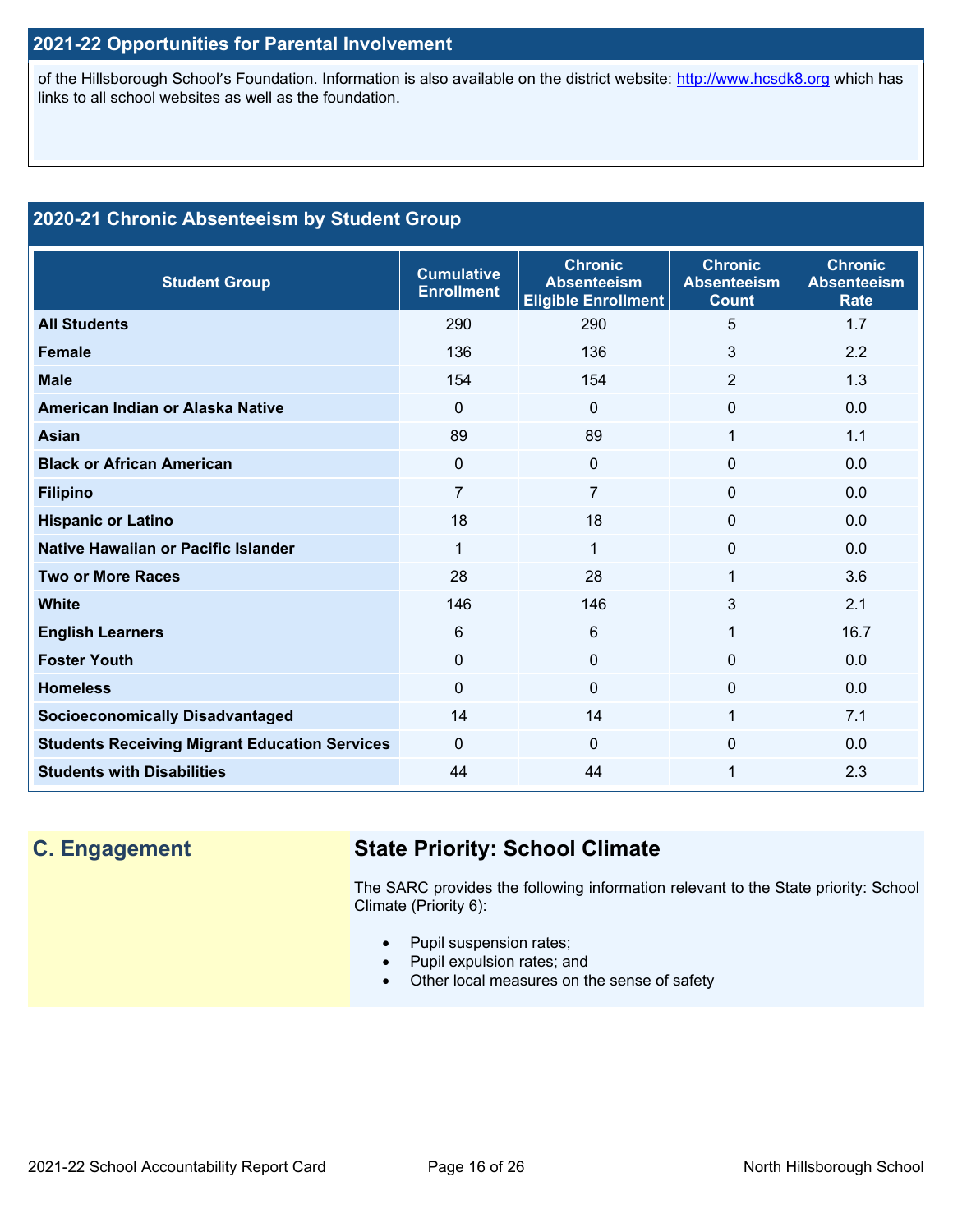## 2021-22 Opportunities for Parental Involvement

of the Hillsborough School's Foundation. Information is also available on the district website: http://www.hcsdk8.org which has links to all school websites as well as the foundation.

## 2020-21 Chronic Absenteeism by Student Group

| Student Group | Cumulative Enrollment | Chronic Absenteeism Eligible Enrollment | Chronic Absenteeism Count | Chronic Absenteeism Rate |
|---|---|---|---|---|
| **All Students** | 290 | 290 | 5 | 1.7 |
| **Female** | 136 | 136 | 3 | 2.2 |
| **Male** | 154 | 154 | 2 | 1.3 |
| **American Indian or Alaska Native** | 0 | 0 | 0 | 0.0 |
| **Asian** | 89 | 89 | 1 | 1.1 |
| **Black or African American** | 0 | 0 | 0 | 0.0 |
| **Filipino** | 7 | 7 | 0 | 0.0 |
| **Hispanic or Latino** | 18 | 18 | 0 | 0.0 |
| **Native Hawaiian or Pacific Islander** | 1 | 1 | 0 | 0.0 |
| **Two or More Races** | 28 | 28 | 1 | 3.6 |
| **White** | 146 | 146 | 3 | 2.1 |
| **English Learners** | 6 | 6 | 1 | 16.7 |
| **Foster Youth** | 0 | 0 | 0 | 0.0 |
| **Homeless** | 0 | 0 | 0 | 0.0 |
| **Socioeconomically Disadvantaged** | 14 | 14 | 1 | 7.1 |
| **Students Receiving Migrant Education Services** | 0 | 0 | 0 | 0.0 |
| **Students with Disabilities** | 44 | 44 | 1 | 2.3 |

## C. Engagement

### State Priority: School Climate

The SARC provides the following information relevant to the State priority: School Climate (Priority 6):

- Pupil suspension rates;
- Pupil expulsion rates; and
- Other local measures on the sense of safety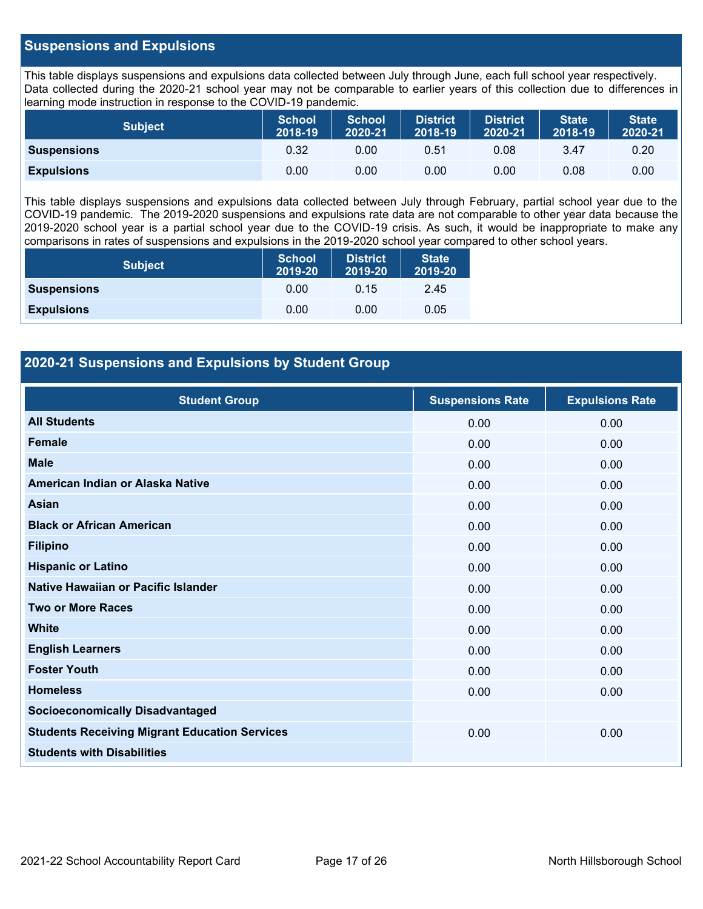## Suspensions and Expulsions

This table displays suspensions and expulsions data collected between July through June, each full school year respectively. Data collected during the 2020-21 school year may not be comparable to earlier years of this collection due to differences in learning mode instruction in response to the COVID-19 pandemic.

| Subject | School 2018-19 | School 2020-21 | District 2018-19 | District 2020-21 | State 2018-19 | State 2020-21 |
|---|---|---|---|---|---|---|
| **Suspensions** | 0.32 | 0.00 | 0.51 | 0.08 | 3.47 | 0.20 |
| **Expulsions** | 0.00 | 0.00 | 0.00 | 0.00 | 0.08 | 0.00 |

This table displays suspensions and expulsions data collected between July through February, partial school year due to the COVID-19 pandemic. The 2019-2020 suspensions and expulsions rate data are not comparable to other year data because the 2019-2020 school year is a partial school year due to the COVID-19 crisis. As such, it would be inappropriate to make any comparisons in rates of suspensions and expulsions in the 2019-2020 school year compared to other school years.

| Subject | School 2019-20 | District 2019-20 | State 2019-20 |
|---|---|---|---|
| **Suspensions** | 0.00 | 0.15 | 2.45 |
| **Expulsions** | 0.00 | 0.00 | 0.05 |

## 2020-21 Suspensions and Expulsions by Student Group

| Student Group | Suspensions Rate | Expulsions Rate |
|---|---|---|
| **All Students** | 0.00 | 0.00 |
| **Female** | 0.00 | 0.00 |
| **Male** | 0.00 | 0.00 |
| **American Indian or Alaska Native** | 0.00 | 0.00 |
| **Asian** | 0.00 | 0.00 |
| **Black or African American** | 0.00 | 0.00 |
| **Filipino** | 0.00 | 0.00 |
| **Hispanic or Latino** | 0.00 | 0.00 |
| **Native Hawaiian or Pacific Islander** | 0.00 | 0.00 |
| **Two or More Races** | 0.00 | 0.00 |
| **White** | 0.00 | 0.00 |
| **English Learners** | 0.00 | 0.00 |
| **Foster Youth** | 0.00 | 0.00 |
| **Homeless** | 0.00 | 0.00 |
| **Socioeconomically Disadvantaged** | | |
| **Students Receiving Migrant Education Services** | 0.00 | 0.00 |
| **Students with Disabilities** | | |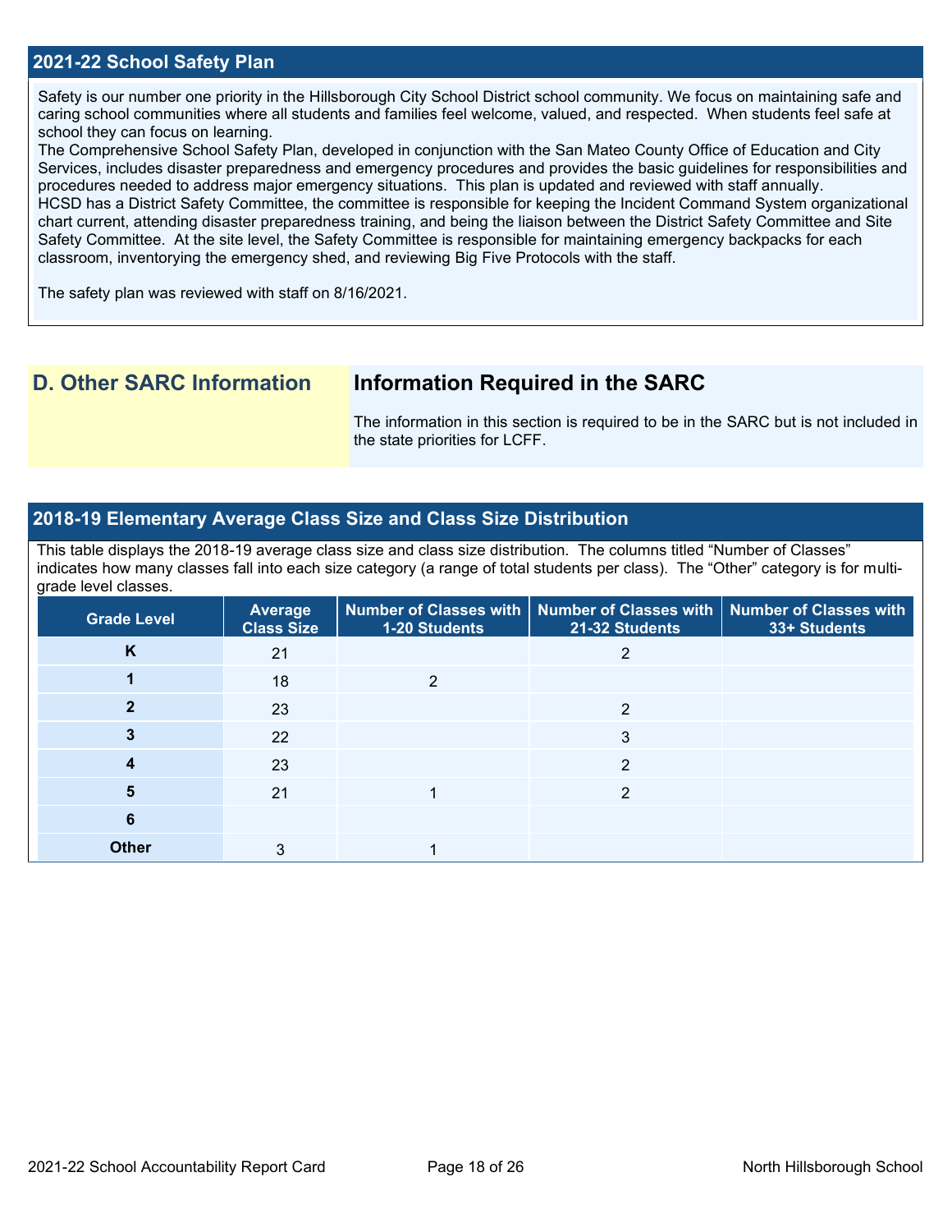## 2021-22 School Safety Plan

Safety is our number one priority in the Hillsborough City School District school community. We focus on maintaining safe and caring school communities where all students and families feel welcome, valued, and respected. When students feel safe at school they can focus on learning.
The Comprehensive School Safety Plan, developed in conjunction with the San Mateo County Office of Education and City Services, includes disaster preparedness and emergency procedures and provides the basic guidelines for responsibilities and procedures needed to address major emergency situations. This plan is updated and reviewed with staff annually.
HCSD has a District Safety Committee, the committee is responsible for keeping the Incident Command System organizational chart current, attending disaster preparedness training, and being the liaison between the District Safety Committee and Site Safety Committee. At the site level, the Safety Committee is responsible for maintaining emergency backpacks for each classroom, inventorying the emergency shed, and reviewing Big Five Protocols with the staff.

The safety plan was reviewed with staff on 8/16/2021.

## D. Other SARC Information

### Information Required in the SARC

The information in this section is required to be in the SARC but is not included in the state priorities for LCFF.

## 2018-19 Elementary Average Class Size and Class Size Distribution

This table displays the 2018-19 average class size and class size distribution. The columns titled "Number of Classes" indicates how many classes fall into each size category (a range of total students per class). The "Other" category is for multi-grade level classes.

| Grade Level | Average Class Size | Number of Classes with 1-20 Students | Number of Classes with 21-32 Students | Number of Classes with 33+ Students |
|---|---|---|---|---|
| K | 21 | | 2 | |
| 1 | 18 | 2 | | |
| 2 | 23 | | 2 | |
| 3 | 22 | | 3 | |
| 4 | 23 | | 2 | |
| 5 | 21 | 1 | 2 | |
| 6 | | | | |
| Other | 3 | 1 | | |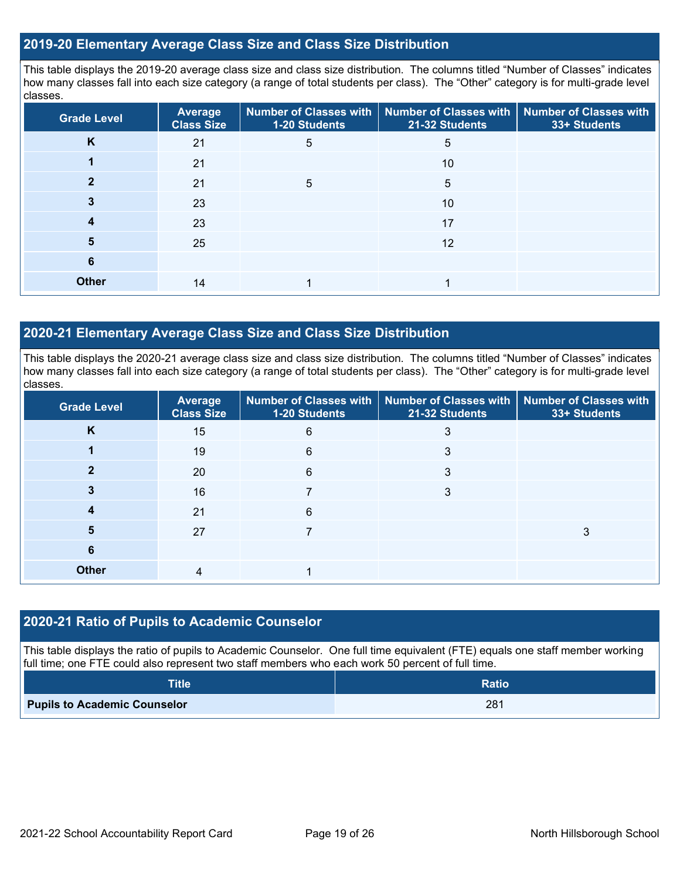## 2019-20 Elementary Average Class Size and Class Size Distribution

This table displays the 2019-20 average class size and class size distribution. The columns titled "Number of Classes" indicates how many classes fall into each size category (a range of total students per class). The "Other" category is for multi-grade level classes.

| Grade Level | Average Class Size | Number of Classes with 1-20 Students | Number of Classes with 21-32 Students | Number of Classes with 33+ Students |
|---|---|---|---|---|
| K | 21 | 5 | 5 | |
| 1 | 21 | | 10 | |
| 2 | 21 | 5 | 5 | |
| 3 | 23 | | 10 | |
| 4 | 23 | | 17 | |
| 5 | 25 | | 12 | |
| 6 | | | | |
| Other | 14 | 1 | 1 | |

## 2020-21 Elementary Average Class Size and Class Size Distribution

This table displays the 2020-21 average class size and class size distribution. The columns titled "Number of Classes" indicates how many classes fall into each size category (a range of total students per class). The "Other" category is for multi-grade level classes.

| Grade Level | Average Class Size | Number of Classes with 1-20 Students | Number of Classes with 21-32 Students | Number of Classes with 33+ Students |
|---|---|---|---|---|
| K | 15 | 6 | 3 | |
| 1 | 19 | 6 | 3 | |
| 2 | 20 | 6 | 3 | |
| 3 | 16 | 7 | 3 | |
| 4 | 21 | 6 | | |
| 5 | 27 | 7 | | 3 |
| 6 | | | | |
| Other | 4 | 1 | | |

## 2020-21 Ratio of Pupils to Academic Counselor

This table displays the ratio of pupils to Academic Counselor. One full time equivalent (FTE) equals one staff member working full time; one FTE could also represent two staff members who each work 50 percent of full time.

| Title | Ratio |
|---|---|
| Pupils to Academic Counselor | 281 |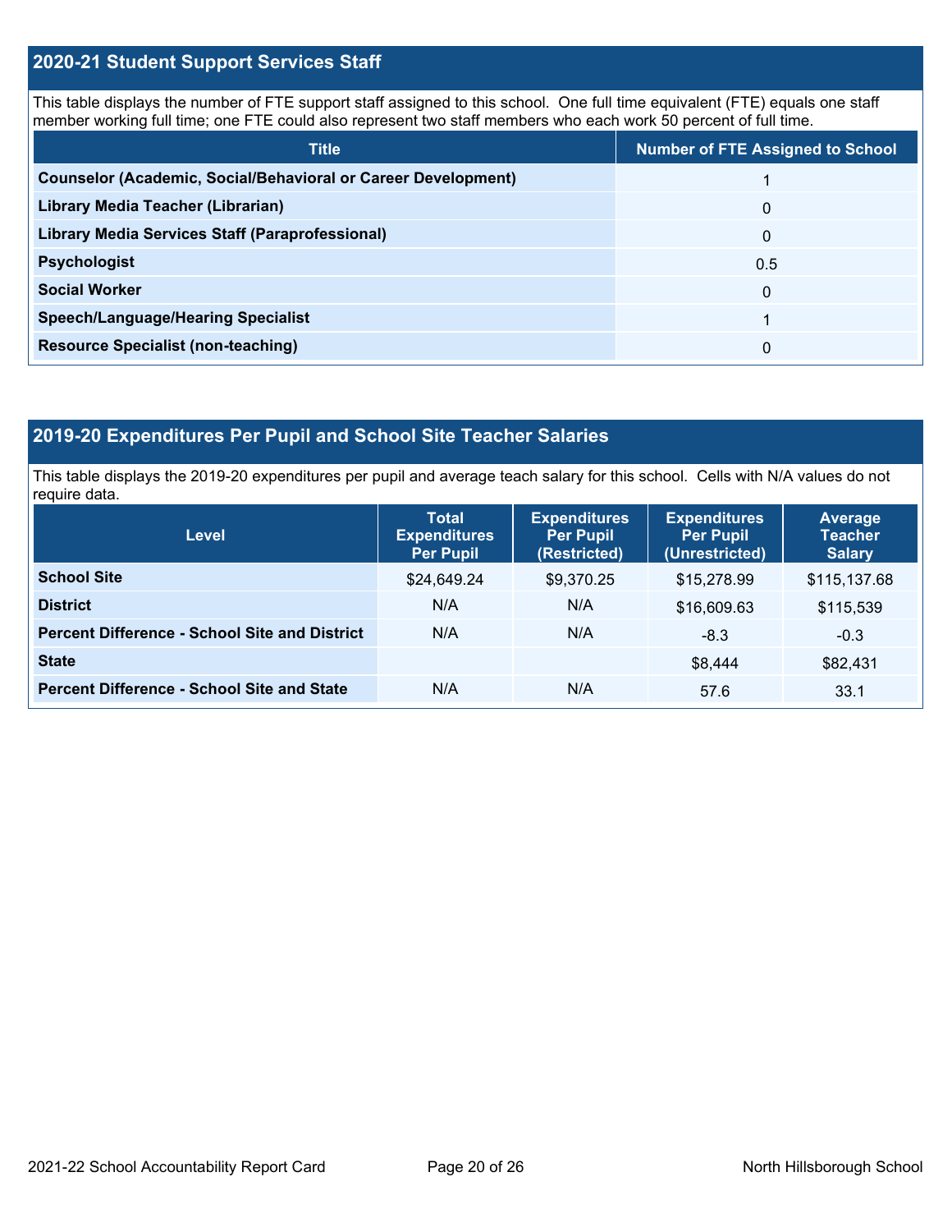## 2020-21 Student Support Services Staff

This table displays the number of FTE support staff assigned to this school. One full time equivalent (FTE) equals one staff member working full time; one FTE could also represent two staff members who each work 50 percent of full time.

| Title | Number of FTE Assigned to School |
| --- | --- |
| **Counselor (Academic, Social/Behavioral or Career Development)** | 1 |
| **Library Media Teacher (Librarian)** | 0 |
| **Library Media Services Staff (Paraprofessional)** | 0 |
| **Psychologist** | 0.5 |
| **Social Worker** | 0 |
| **Speech/Language/Hearing Specialist** | 1 |
| **Resource Specialist (non-teaching)** | 0 |

## 2019-20 Expenditures Per Pupil and School Site Teacher Salaries

This table displays the 2019-20 expenditures per pupil and average teach salary for this school. Cells with N/A values do not require data.

| Level | Total Expenditures Per Pupil | Expenditures Per Pupil (Restricted) | Expenditures Per Pupil (Unrestricted) | Average Teacher Salary |
| --- | --- | --- | --- | --- |
| **School Site** | $24,649.24 | $9,370.25 | $15,278.99 | $115,137.68 |
| **District** | N/A | N/A | $16,609.63 | $115,539 |
| **Percent Difference - School Site and District** | N/A | N/A | -8.3 | -0.3 |
| **State** | | | $8,444 | $82,431 |
| **Percent Difference - School Site and State** | N/A | N/A | 57.6 | 33.1 |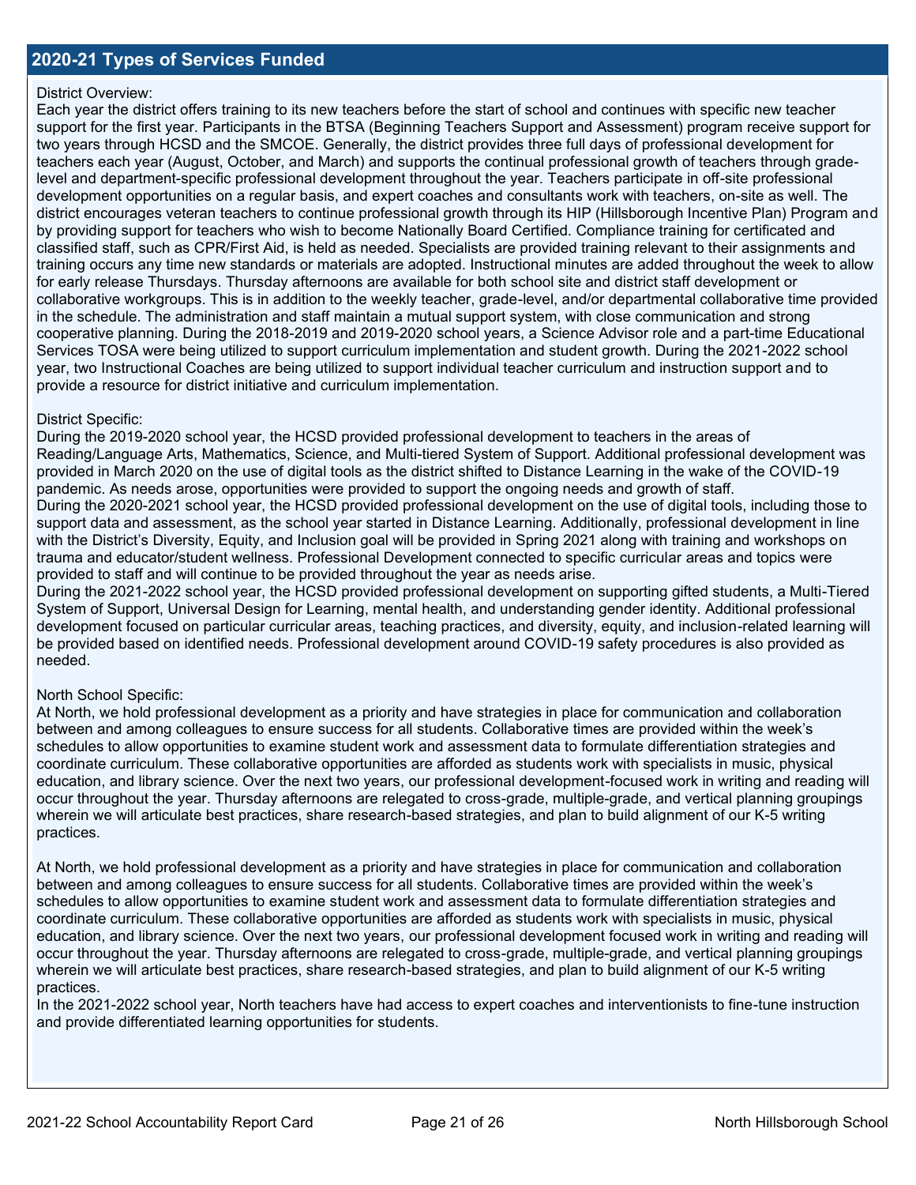## 2020-21 Types of Services Funded

District Overview:
Each year the district offers training to its new teachers before the start of school and continues with specific new teacher support for the first year. Participants in the BTSA (Beginning Teachers Support and Assessment) program receive support for two years through HCSD and the SMCOE. Generally, the district provides three full days of professional development for teachers each year (August, October, and March) and supports the continual professional growth of teachers through grade-level and department-specific professional development throughout the year. Teachers participate in off-site professional development opportunities on a regular basis, and expert coaches and consultants work with teachers, on-site as well. The district encourages veteran teachers to continue professional growth through its HIP (Hillsborough Incentive Plan) Program and by providing support for teachers who wish to become Nationally Board Certified. Compliance training for certificated and classified staff, such as CPR/First Aid, is held as needed. Specialists are provided training relevant to their assignments and training occurs any time new standards or materials are adopted. Instructional minutes are added throughout the week to allow for early release Thursdays. Thursday afternoons are available for both school site and district staff development or collaborative workgroups. This is in addition to the weekly teacher, grade-level, and/or departmental collaborative time provided in the schedule. The administration and staff maintain a mutual support system, with close communication and strong cooperative planning. During the 2018-2019 and 2019-2020 school years, a Science Advisor role and a part-time Educational Services TOSA were being utilized to support curriculum implementation and student growth. During the 2021-2022 school year, two Instructional Coaches are being utilized to support individual teacher curriculum and instruction support and to provide a resource for district initiative and curriculum implementation.

District Specific:
During the 2019-2020 school year, the HCSD provided professional development to teachers in the areas of Reading/Language Arts, Mathematics, Science, and Multi-tiered System of Support. Additional professional development was provided in March 2020 on the use of digital tools as the district shifted to Distance Learning in the wake of the COVID-19 pandemic. As needs arose, opportunities were provided to support the ongoing needs and growth of staff.
During the 2020-2021 school year, the HCSD provided professional development on the use of digital tools, including those to support data and assessment, as the school year started in Distance Learning. Additionally, professional development in line with the District's Diversity, Equity, and Inclusion goal will be provided in Spring 2021 along with training and workshops on trauma and educator/student wellness. Professional Development connected to specific curricular areas and topics were provided to staff and will continue to be provided throughout the year as needs arise.
During the 2021-2022 school year, the HCSD provided professional development on supporting gifted students, a Multi-Tiered System of Support, Universal Design for Learning, mental health, and understanding gender identity. Additional professional development focused on particular curricular areas, teaching practices, and diversity, equity, and inclusion-related learning will be provided based on identified needs. Professional development around COVID-19 safety procedures is also provided as needed.

North School Specific:
At North, we hold professional development as a priority and have strategies in place for communication and collaboration between and among colleagues to ensure success for all students. Collaborative times are provided within the week's schedules to allow opportunities to examine student work and assessment data to formulate differentiation strategies and coordinate curriculum. These collaborative opportunities are afforded as students work with specialists in music, physical education, and library science. Over the next two years, our professional development-focused work in writing and reading will occur throughout the year. Thursday afternoons are relegated to cross-grade, multiple-grade, and vertical planning groupings wherein we will articulate best practices, share research-based strategies, and plan to build alignment of our K-5 writing practices.

At North, we hold professional development as a priority and have strategies in place for communication and collaboration between and among colleagues to ensure success for all students. Collaborative times are provided within the week's schedules to allow opportunities to examine student work and assessment data to formulate differentiation strategies and coordinate curriculum. These collaborative opportunities are afforded as students work with specialists in music, physical education, and library science. Over the next two years, our professional development focused work in writing and reading will occur throughout the year. Thursday afternoons are relegated to cross-grade, multiple-grade, and vertical planning groupings wherein we will articulate best practices, share research-based strategies, and plan to build alignment of our K-5 writing practices.
In the 2021-2022 school year, North teachers have had access to expert coaches and interventionists to fine-tune instruction and provide differentiated learning opportunities for students.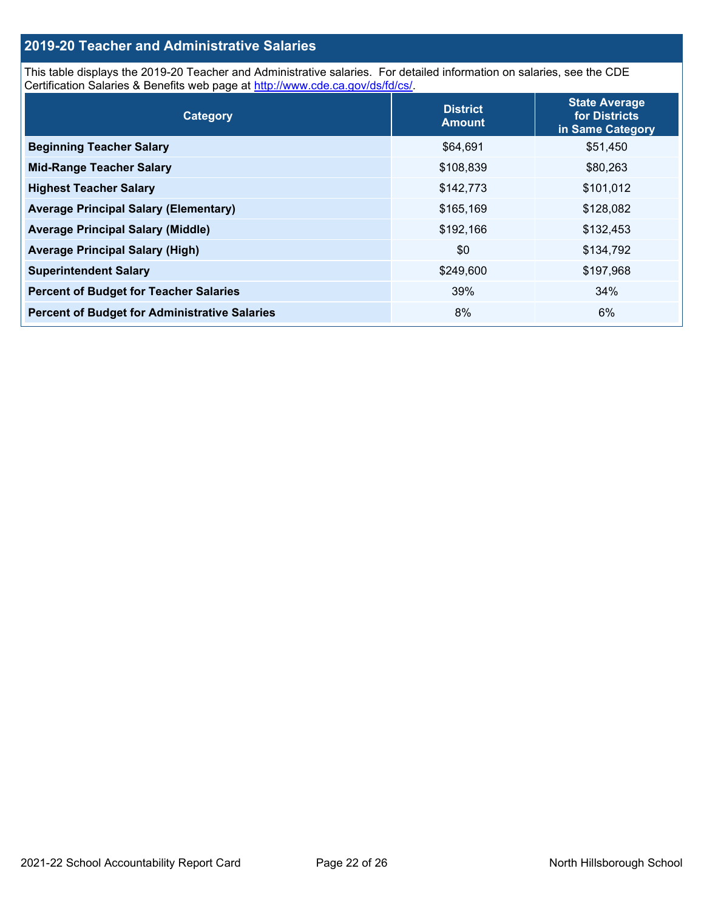## 2019-20 Teacher and Administrative Salaries

This table displays the 2019-20 Teacher and Administrative salaries. For detailed information on salaries, see the CDE Certification Salaries & Benefits web page at http://www.cde.ca.gov/ds/fd/cs/.

| Category | District Amount | State Average for Districts in Same Category |
|---|---|---|
| **Beginning Teacher Salary** | $64,691 | $51,450 |
| **Mid-Range Teacher Salary** | $108,839 | $80,263 |
| **Highest Teacher Salary** | $142,773 | $101,012 |
| **Average Principal Salary (Elementary)** | $165,169 | $128,082 |
| **Average Principal Salary (Middle)** | $192,166 | $132,453 |
| **Average Principal Salary (High)** | $0 | $134,792 |
| **Superintendent Salary** | $249,600 | $197,968 |
| **Percent of Budget for Teacher Salaries** | 39% | 34% |
| **Percent of Budget for Administrative Salaries** | 8% | 6% |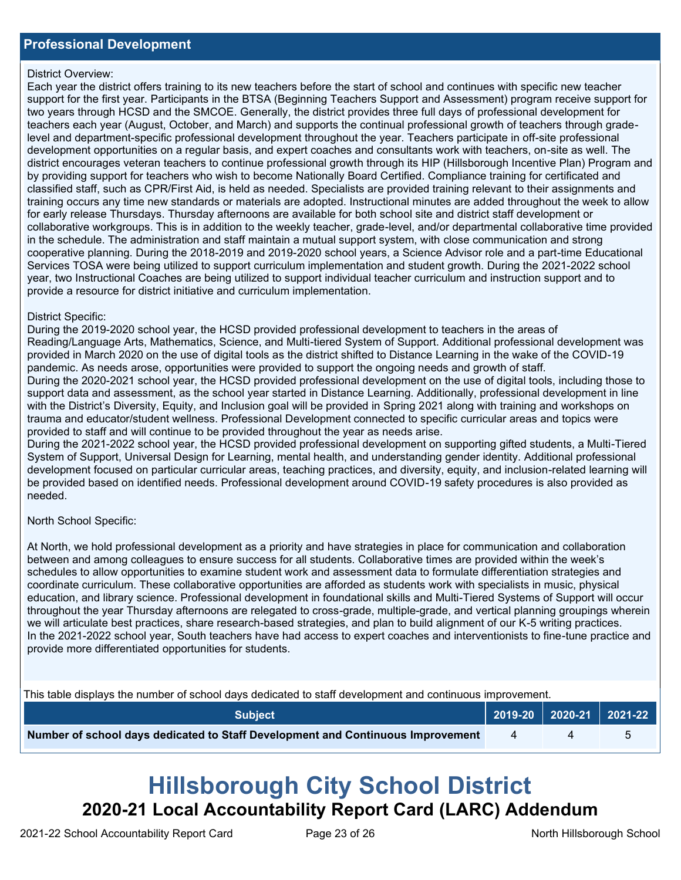## Professional Development

District Overview:
Each year the district offers training to its new teachers before the start of school and continues with specific new teacher support for the first year. Participants in the BTSA (Beginning Teachers Support and Assessment) program receive support for two years through HCSD and the SMCOE. Generally, the district provides three full days of professional development for teachers each year (August, October, and March) and supports the continual professional growth of teachers through grade-level and department-specific professional development throughout the year. Teachers participate in off-site professional development opportunities on a regular basis, and expert coaches and consultants work with teachers, on-site as well. The district encourages veteran teachers to continue professional growth through its HIP (Hillsborough Incentive Plan) Program and by providing support for teachers who wish to become Nationally Board Certified. Compliance training for certificated and classified staff, such as CPR/First Aid, is held as needed. Specialists are provided training relevant to their assignments and training occurs any time new standards or materials are adopted. Instructional minutes are added throughout the week to allow for early release Thursdays. Thursday afternoons are available for both school site and district staff development or collaborative workgroups. This is in addition to the weekly teacher, grade-level, and/or departmental collaborative time provided in the schedule. The administration and staff maintain a mutual support system, with close communication and strong cooperative planning. During the 2018-2019 and 2019-2020 school years, a Science Advisor role and a part-time Educational Services TOSA were being utilized to support curriculum implementation and student growth. During the 2021-2022 school year, two Instructional Coaches are being utilized to support individual teacher curriculum and instruction support and to provide a resource for district initiative and curriculum implementation.

District Specific:
During the 2019-2020 school year, the HCSD provided professional development to teachers in the areas of Reading/Language Arts, Mathematics, Science, and Multi-tiered System of Support. Additional professional development was provided in March 2020 on the use of digital tools as the district shifted to Distance Learning in the wake of the COVID-19 pandemic. As needs arose, opportunities were provided to support the ongoing needs and growth of staff.
During the 2020-2021 school year, the HCSD provided professional development on the use of digital tools, including those to support data and assessment, as the school year started in Distance Learning. Additionally, professional development in line with the District's Diversity, Equity, and Inclusion goal will be provided in Spring 2021 along with training and workshops on trauma and educator/student wellness. Professional Development connected to specific curricular areas and topics were provided to staff and will continue to be provided throughout the year as needs arise.
During the 2021-2022 school year, the HCSD provided professional development on supporting gifted students, a Multi-Tiered System of Support, Universal Design for Learning, mental health, and understanding gender identity. Additional professional development focused on particular curricular areas, teaching practices, and diversity, equity, and inclusion-related learning will be provided based on identified needs. Professional development around COVID-19 safety procedures is also provided as needed.

North School Specific:

At North, we hold professional development as a priority and have strategies in place for communication and collaboration between and among colleagues to ensure success for all students. Collaborative times are provided within the week's schedules to allow opportunities to examine student work and assessment data to formulate differentiation strategies and coordinate curriculum. These collaborative opportunities are afforded as students work with specialists in music, physical education, and library science. Professional development in foundational skills and Multi-Tiered Systems of Support will occur throughout the year Thursday afternoons are relegated to cross-grade, multiple-grade, and vertical planning groupings wherein we will articulate best practices, share research-based strategies, and plan to build alignment of our K-5 writing practices.
In the 2021-2022 school year, South teachers have had access to expert coaches and interventionists to fine-tune practice and provide more differentiated opportunities for students.

This table displays the number of school days dedicated to staff development and continuous improvement.

| Subject | 2019-20 | 2020-21 | 2021-22 |
|---|---|---|---|
| **Number of school days dedicated to Staff Development and Continuous Improvement** | 4 | 4 | 5 |

# Hillsborough City School District

## 2020-21 Local Accountability Report Card (LARC) Addendum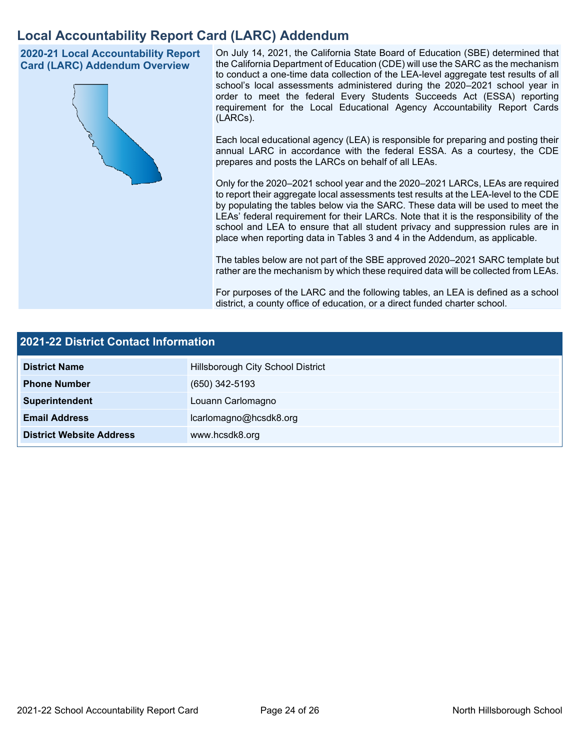# Local Accountability Report Card (LARC) Addendum

## 2020-21 Local Accountability Report Card (LARC) Addendum Overview

On July 14, 2021, the California State Board of Education (SBE) determined that the California Department of Education (CDE) will use the SARC as the mechanism to conduct a one-time data collection of the LEA-level aggregate test results of all school's local assessments administered during the 2020–2021 school year in order to meet the federal Every Students Succeeds Act (ESSA) reporting requirement for the Local Educational Agency Accountability Report Cards (LARCs).

Each local educational agency (LEA) is responsible for preparing and posting their annual LARC in accordance with the federal ESSA. As a courtesy, the CDE prepares and posts the LARCs on behalf of all LEAs.

Only for the 2020–2021 school year and the 2020–2021 LARCs, LEAs are required to report their aggregate local assessments test results at the LEA-level to the CDE by populating the tables below via the SARC. These data will be used to meet the LEAs' federal requirement for their LARCs. Note that it is the responsibility of the school and LEA to ensure that all student privacy and suppression rules are in place when reporting data in Tables 3 and 4 in the Addendum, as applicable.

The tables below are not part of the SBE approved 2020–2021 SARC template but rather are the mechanism by which these required data will be collected from LEAs.

For purposes of the LARC and the following tables, an LEA is defined as a school district, a county office of education, or a direct funded charter school.

## 2021-22 District Contact Information

| 2021-22 District Contact Information | |
|---|---|
| **District Name** | Hillsborough City School District |
| **Phone Number** | (650) 342-5193 |
| **Superintendent** | Louann Carlomagno |
| **Email Address** | lcarlomagno@hcsdk8.org |
| **District Website Address** | www.hcsdk8.org |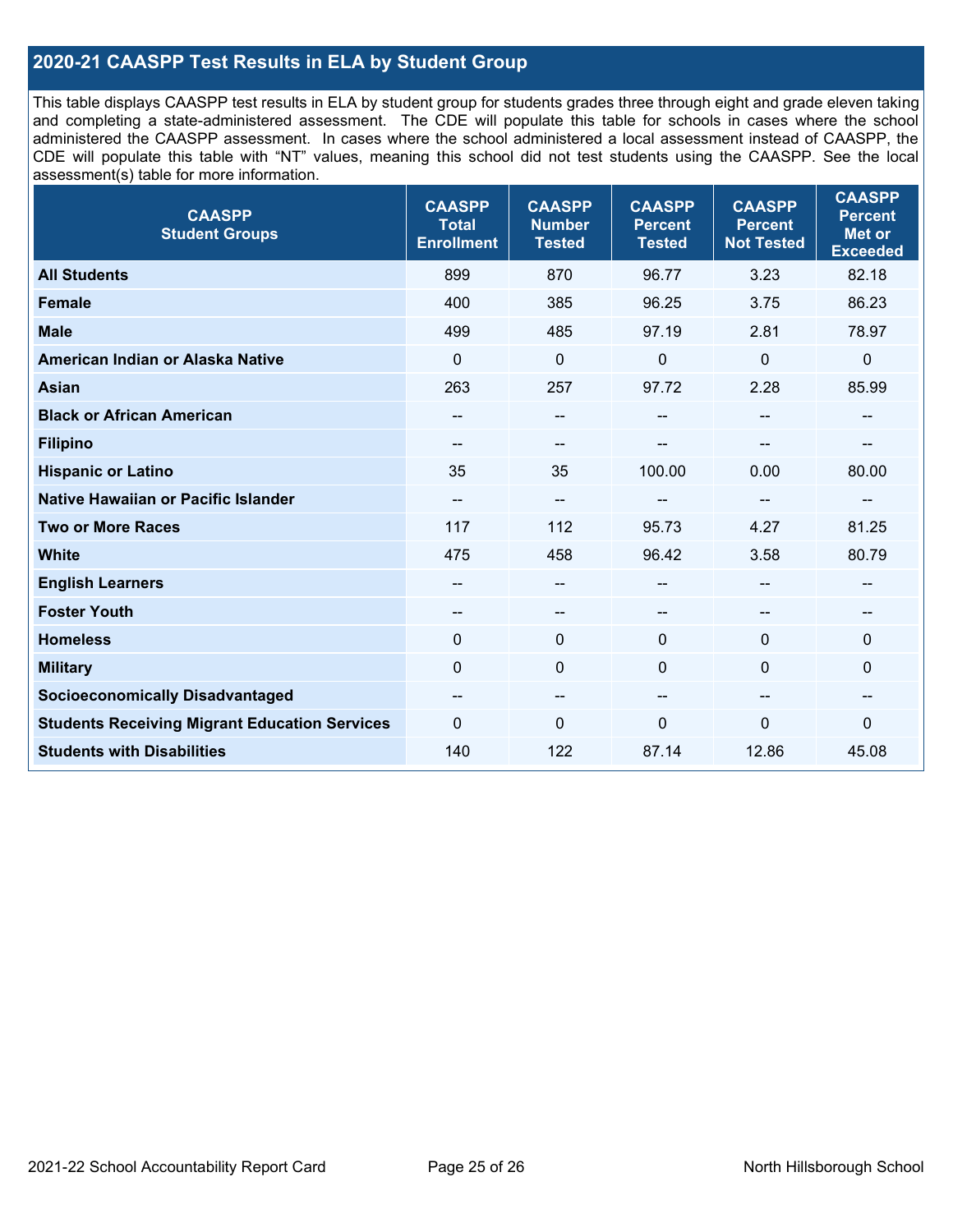## 2020-21 CAASPP Test Results in ELA by Student Group

This table displays CAASPP test results in ELA by student group for students grades three through eight and grade eleven taking and completing a state-administered assessment. The CDE will populate this table for schools in cases where the school administered the CAASPP assessment. In cases where the school administered a local assessment instead of CAASPP, the CDE will populate this table with "NT" values, meaning this school did not test students using the CAASPP. See the local assessment(s) table for more information.

| CAASPP Student Groups | CAASPP Total Enrollment | CAASPP Number Tested | CAASPP Percent Tested | CAASPP Percent Not Tested | CAASPP Percent Met or Exceeded |
|---|---|---|---|---|---|
| **All Students** | 899 | 870 | 96.77 | 3.23 | 82.18 |
| **Female** | 400 | 385 | 96.25 | 3.75 | 86.23 |
| **Male** | 499 | 485 | 97.19 | 2.81 | 78.97 |
| **American Indian or Alaska Native** | 0 | 0 | 0 | 0 | 0 |
| **Asian** | 263 | 257 | 97.72 | 2.28 | 85.99 |
| **Black or African American** | -- | -- | -- | -- | -- |
| **Filipino** | -- | -- | -- | -- | -- |
| **Hispanic or Latino** | 35 | 35 | 100.00 | 0.00 | 80.00 |
| **Native Hawaiian or Pacific Islander** | -- | -- | -- | -- | -- |
| **Two or More Races** | 117 | 112 | 95.73 | 4.27 | 81.25 |
| **White** | 475 | 458 | 96.42 | 3.58 | 80.79 |
| **English Learners** | -- | -- | -- | -- | -- |
| **Foster Youth** | -- | -- | -- | -- | -- |
| **Homeless** | 0 | 0 | 0 | 0 | 0 |
| **Military** | 0 | 0 | 0 | 0 | 0 |
| **Socioeconomically Disadvantaged** | -- | -- | -- | -- | -- |
| **Students Receiving Migrant Education Services** | 0 | 0 | 0 | 0 | 0 |
| **Students with Disabilities** | 140 | 122 | 87.14 | 12.86 | 45.08 |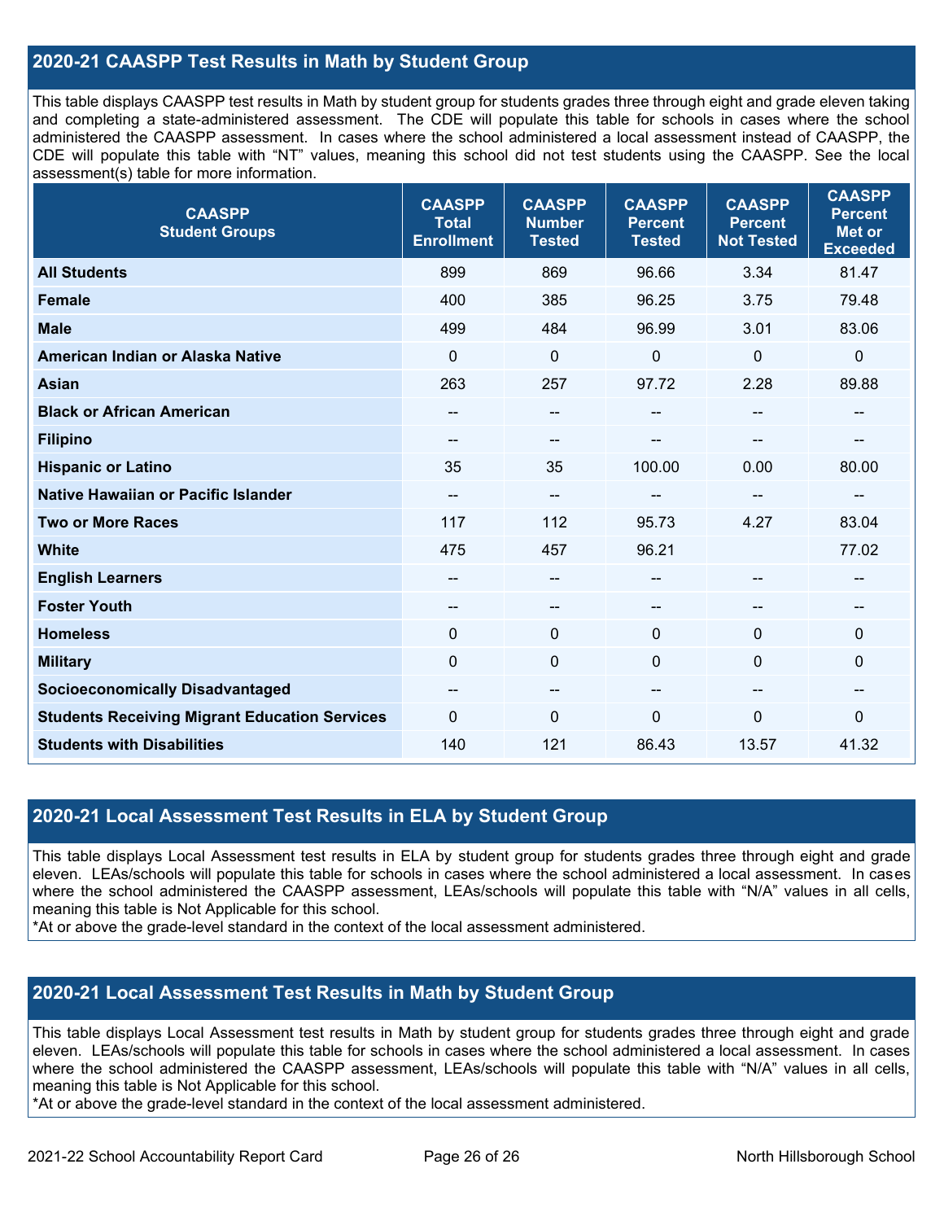## 2020-21 CAASPP Test Results in Math by Student Group

This table displays CAASPP test results in Math by student group for students grades three through eight and grade eleven taking and completing a state-administered assessment. The CDE will populate this table for schools in cases where the school administered the CAASPP assessment. In cases where the school administered a local assessment instead of CAASPP, the CDE will populate this table with "NT" values, meaning this school did not test students using the CAASPP. See the local assessment(s) table for more information.

| CAASPP Student Groups | CAASPP Total Enrollment | CAASPP Number Tested | CAASPP Percent Tested | CAASPP Percent Not Tested | CAASPP Percent Met or Exceeded |
|---|---|---|---|---|---|
| **All Students** | 899 | 869 | 96.66 | 3.34 | 81.47 |
| **Female** | 400 | 385 | 96.25 | 3.75 | 79.48 |
| **Male** | 499 | 484 | 96.99 | 3.01 | 83.06 |
| **American Indian or Alaska Native** | 0 | 0 | 0 | 0 | 0 |
| **Asian** | 263 | 257 | 97.72 | 2.28 | 89.88 |
| **Black or African American** | -- | -- | -- | -- | -- |
| **Filipino** | -- | -- | -- | -- | -- |
| **Hispanic or Latino** | 35 | 35 | 100.00 | 0.00 | 80.00 |
| **Native Hawaiian or Pacific Islander** | -- | -- | -- | -- | -- |
| **Two or More Races** | 117 | 112 | 95.73 | 4.27 | 83.04 |
| **White** | 475 | 457 | 96.21 | | 77.02 |
| **English Learners** | -- | -- | -- | -- | -- |
| **Foster Youth** | -- | -- | -- | -- | -- |
| **Homeless** | 0 | 0 | 0 | 0 | 0 |
| **Military** | 0 | 0 | 0 | 0 | 0 |
| **Socioeconomically Disadvantaged** | -- | -- | -- | -- | -- |
| **Students Receiving Migrant Education Services** | 0 | 0 | 0 | 0 | 0 |
| **Students with Disabilities** | 140 | 121 | 86.43 | 13.57 | 41.32 |

## 2020-21 Local Assessment Test Results in ELA by Student Group

This table displays Local Assessment test results in ELA by student group for students grades three through eight and grade eleven. LEAs/schools will populate this table for schools in cases where the school administered a local assessment. In cases where the school administered the CAASPP assessment, LEAs/schools will populate this table with "N/A" values in all cells, meaning this table is Not Applicable for this school.

*At or above the grade-level standard in the context of the local assessment administered.

## 2020-21 Local Assessment Test Results in Math by Student Group

This table displays Local Assessment test results in Math by student group for students grades three through eight and grade eleven. LEAs/schools will populate this table for schools in cases where the school administered a local assessment. In cases where the school administered the CAASPP assessment, LEAs/schools will populate this table with "N/A" values in all cells, meaning this table is Not Applicable for this school.

*At or above the grade-level standard in the context of the local assessment administered.